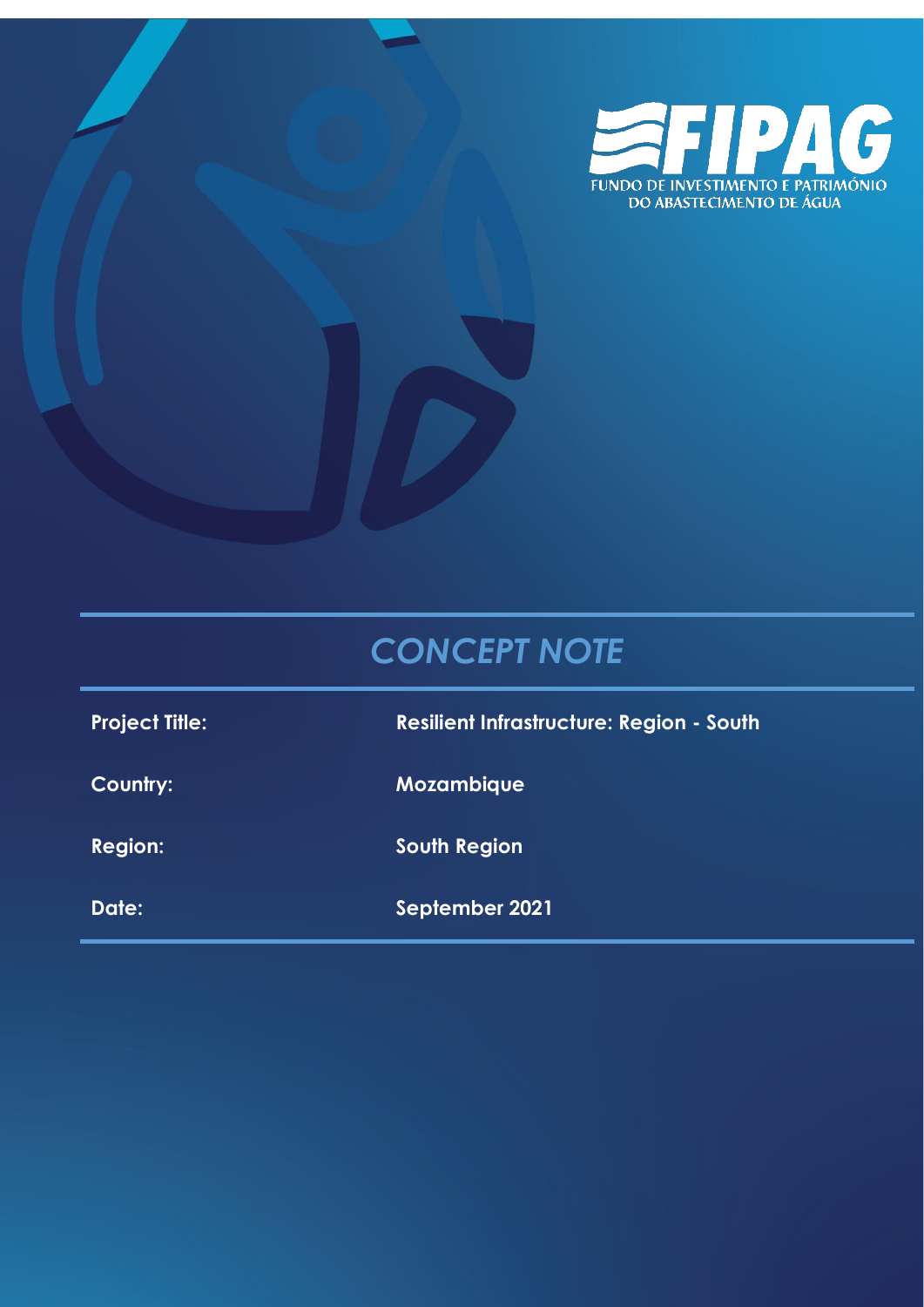FIPAG

FUNDO DE INVESTIMENTO E PATRIMÓNIO DO ABASTECIMENTO DE ÁGUA

# *CONCEPT NOTE*

| | |
|---|---|
| **Project Title:** | **Resilient Infrastructure: Region - South** |
| **Country:** | **Mozambique** |
| **Region:** | **South Region** |
| **Date:** | **September 2021** |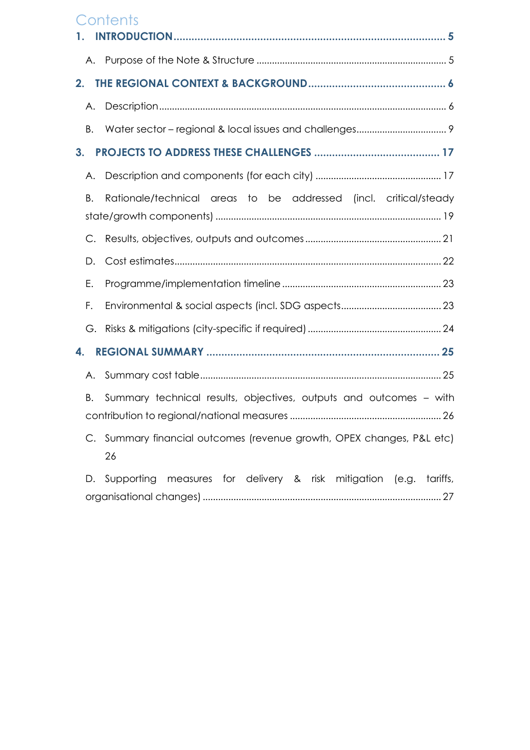# Contents

**1. INTRODUCTION** .......... **5**

A. Purpose of the Note & Structure .......... 5

**2. THE REGIONAL CONTEXT & BACKGROUND** .......... **6**

A. Description .......... 6

B. Water sector – regional & local issues and challenges .......... 9

**3. PROJECTS TO ADDRESS THESE CHALLENGES** .......... **17**

A. Description and components (for each city) .......... 17

B. Rationale/technical areas to be addressed (incl. critical/steady state/growth components) .......... 19

C. Results, objectives, outputs and outcomes .......... 21

D. Cost estimates .......... 22

E. Programme/implementation timeline .......... 23

F. Environmental & social aspects (incl. SDG aspects .......... 23

G. Risks & mitigations (city-specific if required) .......... 24

**4. REGIONAL SUMMARY** .......... **25**

A. Summary cost table .......... 25

B. Summary technical results, objectives, outputs and outcomes – with contribution to regional/national measures .......... 26

C. Summary financial outcomes (revenue growth, OPEX changes, P&L etc) 26

D. Supporting measures for delivery & risk mitigation (e.g. tariffs, organisational changes) .......... 27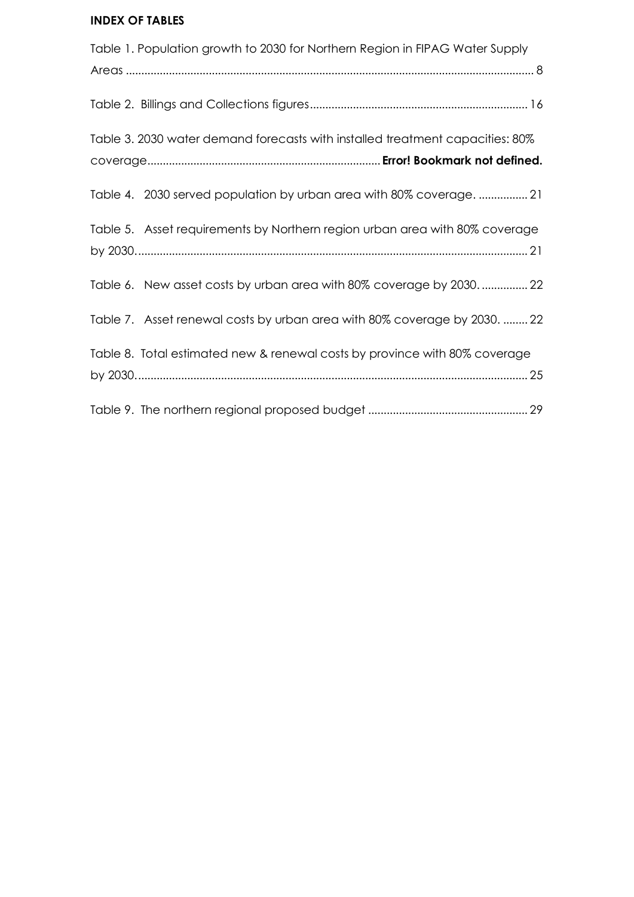**INDEX OF TABLES**

Table 1. Population growth to 2030 for Northern Region in FIPAG Water Supply Areas ........................................................................................................................ 8

Table 2. Billings and Collections figures.......................................................................16

Table 3. 2030 water demand forecasts with installed treatment capacities: 80% coverage........................................................................... **Error! Bookmark not defined.**

Table 4. 2030 served population by urban area with 80% coverage. ................ 21

Table 5. Asset requirements by Northern region urban area with 80% coverage by 2030............................................................................................................................ 21

Table 6. New asset costs by urban area with 80% coverage by 2030. ............... 22

Table 7. Asset renewal costs by urban area with 80% coverage by 2030. ........ 22

Table 8. Total estimated new & renewal costs by province with 80% coverage by 2030............................................................................................................................ 25

Table 9. The northern regional proposed budget .................................................... 29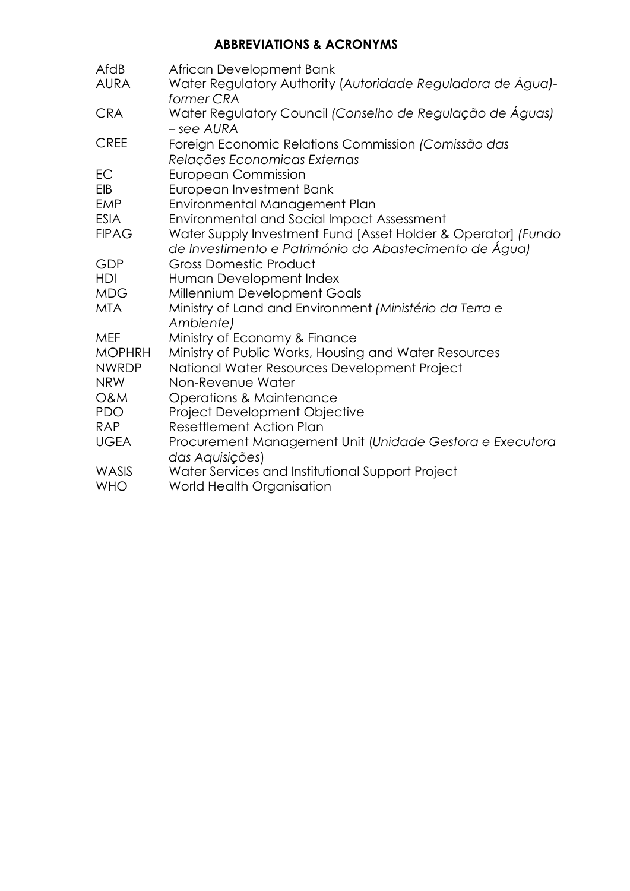## ABBREVIATIONS & ACRONYMS

| | |
|---|---|
| AfdB | African Development Bank |
| AURA | Water Regulatory Authority (*Autoridade Reguladora de Água)- former CRA* |
| CRA | Water Regulatory Council *(Conselho de Regulação de Águas) – see AURA* |
| CREE | Foreign Economic Relations Commission *(Comissão das Relações Economicas Externas* |
| EC | European Commission |
| EIB | European Investment Bank |
| EMP | Environmental Management Plan |
| ESIA | Environmental and Social Impact Assessment |
| FIPAG | Water Supply Investment Fund [Asset Holder & Operator] *(Fundo de Investimento e Património do Abastecimento de Água)* |
| GDP | Gross Domestic Product |
| HDI | Human Development Index |
| MDG | Millennium Development Goals |
| MTA | Ministry of Land and Environment *(Ministério da Terra e Ambiente)* |
| MEF | Ministry of Economy & Finance |
| MOPHRH | Ministry of Public Works, Housing and Water Resources |
| NWRDP | National Water Resources Development Project |
| NRW | Non-Revenue Water |
| O&M | Operations & Maintenance |
| PDO | Project Development Objective |
| RAP | Resettlement Action Plan |
| UGEA | Procurement Management Unit (*Unidade Gestora e Executora das Aquisições*) |
| WASIS | Water Services and Institutional Support Project |
| WHO | World Health Organisation |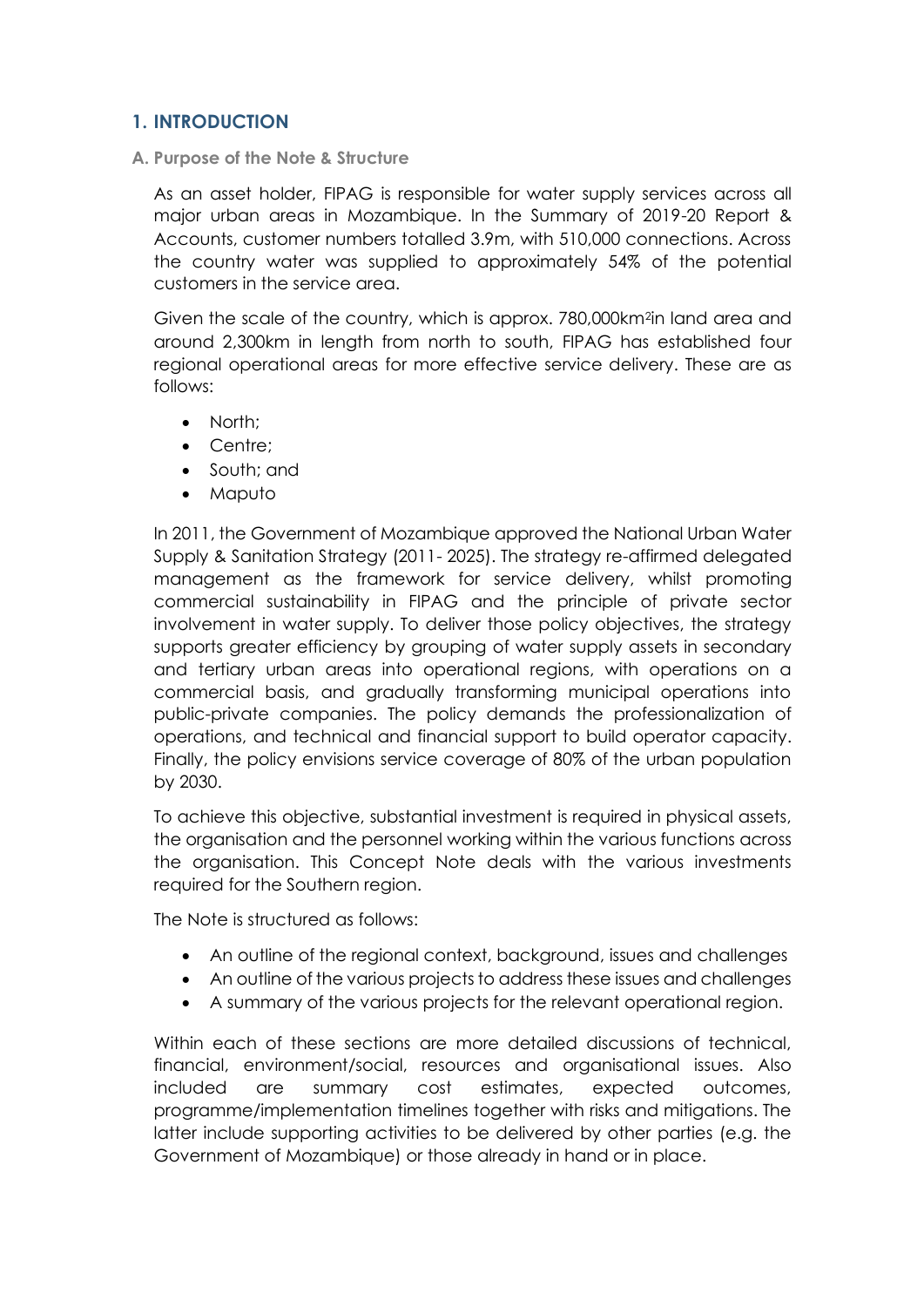# 1. INTRODUCTION

## A. Purpose of the Note & Structure

As an asset holder, FIPAG is responsible for water supply services across all major urban areas in Mozambique. In the Summary of 2019-20 Report & Accounts, customer numbers totalled 3.9m, with 510,000 connections. Across the country water was supplied to approximately 54% of the potential customers in the service area.

Given the scale of the country, which is approx. 780,000km$^2$in land area and around 2,300km in length from north to south, FIPAG has established four regional operational areas for more effective service delivery. These are as follows:

- North;
- Centre;
- South; and
- Maputo

In 2011, the Government of Mozambique approved the National Urban Water Supply & Sanitation Strategy (2011- 2025). The strategy re-affirmed delegated management as the framework for service delivery, whilst promoting commercial sustainability in FIPAG and the principle of private sector involvement in water supply. To deliver those policy objectives, the strategy supports greater efficiency by grouping of water supply assets in secondary and tertiary urban areas into operational regions, with operations on a commercial basis, and gradually transforming municipal operations into public-private companies. The policy demands the professionalization of operations, and technical and financial support to build operator capacity. Finally, the policy envisions service coverage of 80% of the urban population by 2030.

To achieve this objective, substantial investment is required in physical assets, the organisation and the personnel working within the various functions across the organisation. This Concept Note deals with the various investments required for the Southern region.

The Note is structured as follows:

- An outline of the regional context, background, issues and challenges
- An outline of the various projects to address these issues and challenges
- A summary of the various projects for the relevant operational region.

Within each of these sections are more detailed discussions of technical, financial, environment/social, resources and organisational issues. Also included are summary cost estimates, expected outcomes, programme/implementation timelines together with risks and mitigations. The latter include supporting activities to be delivered by other parties (e.g. the Government of Mozambique) or those already in hand or in place.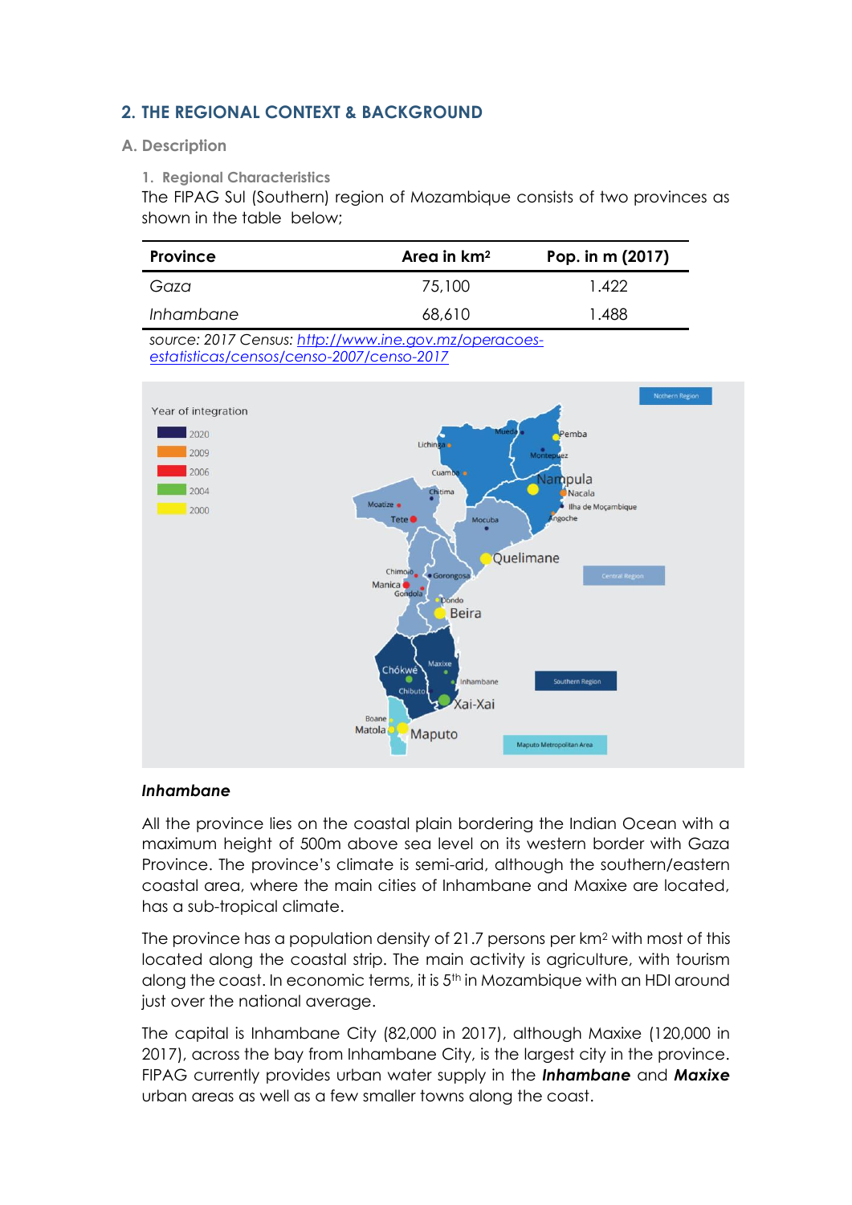## 2. THE REGIONAL CONTEXT & BACKGROUND

### A. Description

#### 1. Regional Characteristics

The FIPAG Sul (Southern) region of Mozambique consists of two provinces as shown in the table below;

| Province | Area in km² | Pop. in m (2017) |
|---|---|---|
| *Gaza* | 75,100 | 1.422 |
| *Inhambane* | 68,610 | 1.488 |

*source: 2017 Census: [http://www.ine.gov.mz/operacoes-estatisticas/censos/censo-2007/censo-2017](http://www.ine.gov.mz/operacoes-estatisticas/censos/censo-2007/censo-2017)*

***Inhambane***

All the province lies on the coastal plain bordering the Indian Ocean with a maximum height of 500m above sea level on its western border with Gaza Province. The province's climate is semi-arid, although the southern/eastern coastal area, where the main cities of Inhambane and Maxixe are located, has a sub-tropical climate.

The province has a population density of 21.7 persons per km² with most of this located along the coastal strip. The main activity is agriculture, with tourism along the coast. In economic terms, it is 5th in Mozambique with an HDI around just over the national average.

The capital is Inhambane City (82,000 in 2017), although Maxixe (120,000 in 2017), across the bay from Inhambane City, is the largest city in the province. FIPAG currently provides urban water supply in the ***Inhambane*** and ***Maxixe*** urban areas as well as a few smaller towns along the coast.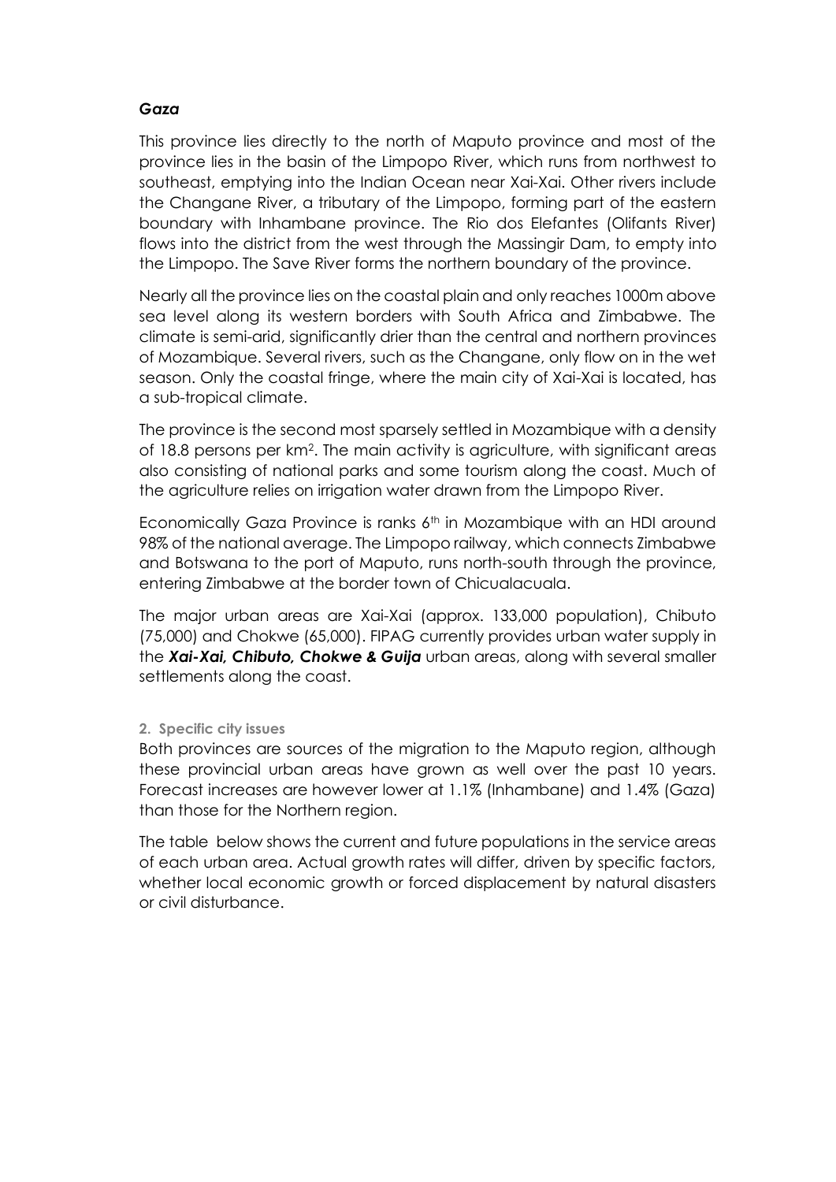### *Gaza*

This province lies directly to the north of Maputo province and most of the province lies in the basin of the Limpopo River, which runs from northwest to southeast, emptying into the Indian Ocean near Xai-Xai. Other rivers include the Changane River, a tributary of the Limpopo, forming part of the eastern boundary with Inhambane province. The Rio dos Elefantes (Olifants River) flows into the district from the west through the Massingir Dam, to empty into the Limpopo. The Save River forms the northern boundary of the province.

Nearly all the province lies on the coastal plain and only reaches 1000m above sea level along its western borders with South Africa and Zimbabwe. The climate is semi-arid, significantly drier than the central and northern provinces of Mozambique. Several rivers, such as the Changane, only flow on in the wet season. Only the coastal fringe, where the main city of Xai-Xai is located, has a sub-tropical climate.

The province is the second most sparsely settled in Mozambique with a density of 18.8 persons per km$^2$. The main activity is agriculture, with significant areas also consisting of national parks and some tourism along the coast. Much of the agriculture relies on irrigation water drawn from the Limpopo River.

Economically Gaza Province is ranks 6$^{th}$ in Mozambique with an HDI around 98% of the national average. The Limpopo railway, which connects Zimbabwe and Botswana to the port of Maputo, runs north-south through the province, entering Zimbabwe at the border town of Chicualacuala.

The major urban areas are Xai-Xai (approx. 133,000 population), Chibuto (75,000) and Chokwe (65,000). FIPAG currently provides urban water supply in the ***Xai-Xai, Chibuto, Chokwe & Guija*** urban areas, along with several smaller settlements along the coast.

## 2. Specific city issues

Both provinces are sources of the migration to the Maputo region, although these provincial urban areas have grown as well over the past 10 years. Forecast increases are however lower at 1.1% (Inhambane) and 1.4% (Gaza) than those for the Northern region.

The table below shows the current and future populations in the service areas of each urban area. Actual growth rates will differ, driven by specific factors, whether local economic growth or forced displacement by natural disasters or civil disturbance.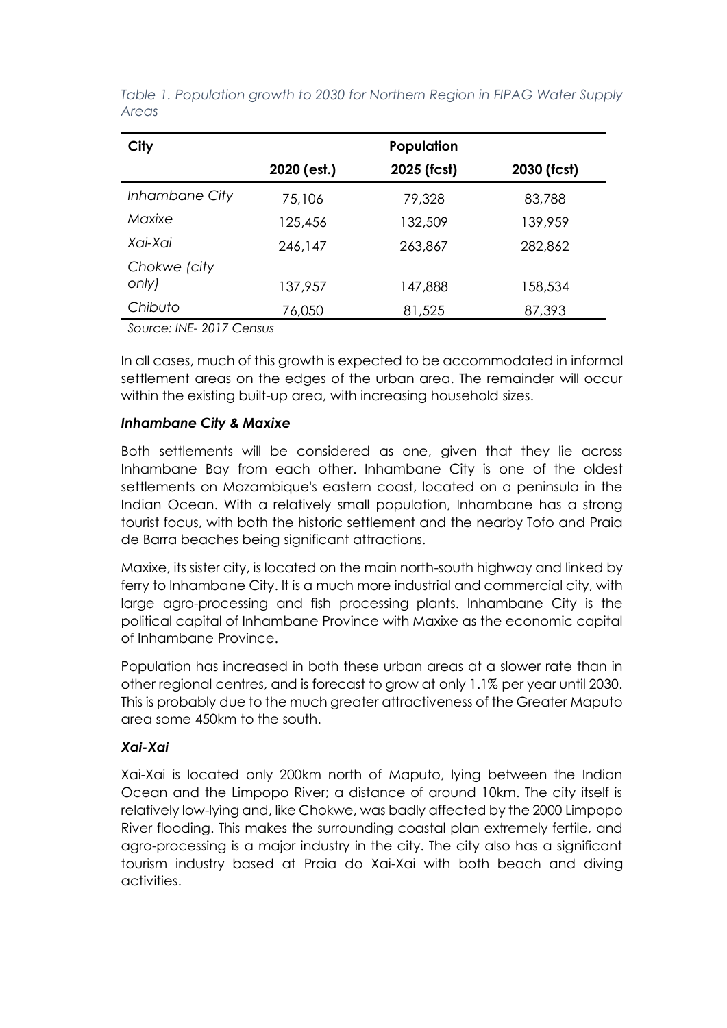*Table 1. Population growth to 2030 for Northern Region in FIPAG Water Supply Areas*

| City | Population | | |
|---|---|---|---|
| | 2020 (est.) | 2025 (fcst) | 2030 (fcst) |
| *Inhambane City* | 75,106 | 79,328 | 83,788 |
| *Maxixe* | 125,456 | 132,509 | 139,959 |
| *Xai-Xai* | 246,147 | 263,867 | 282,862 |
| *Chokwe (city only)* | 137,957 | 147,888 | 158,534 |
| *Chibuto* | 76,050 | 81,525 | 87,393 |

*Source: INE- 2017 Census*

In all cases, much of this growth is expected to be accommodated in informal settlement areas on the edges of the urban area. The remainder will occur within the existing built-up area, with increasing household sizes.

### *Inhambane City & Maxixe*

Both settlements will be considered as one, given that they lie across Inhambane Bay from each other. Inhambane City is one of the oldest settlements on Mozambique's eastern coast, located on a peninsula in the Indian Ocean. With a relatively small population, Inhambane has a strong tourist focus, with both the historic settlement and the nearby Tofo and Praia de Barra beaches being significant attractions.

Maxixe, its sister city, is located on the main north-south highway and linked by ferry to Inhambane City. It is a much more industrial and commercial city, with large agro-processing and fish processing plants. Inhambane City is the political capital of Inhambane Province with Maxixe as the economic capital of Inhambane Province.

Population has increased in both these urban areas at a slower rate than in other regional centres, and is forecast to grow at only 1.1% per year until 2030. This is probably due to the much greater attractiveness of the Greater Maputo area some 450km to the south.

### *Xai-Xai*

Xai-Xai is located only 200km north of Maputo, lying between the Indian Ocean and the Limpopo River; a distance of around 10km. The city itself is relatively low-lying and, like Chokwe, was badly affected by the 2000 Limpopo River flooding. This makes the surrounding coastal plan extremely fertile, and agro-processing is a major industry in the city. The city also has a significant tourism industry based at Praia do Xai-Xai with both beach and diving activities.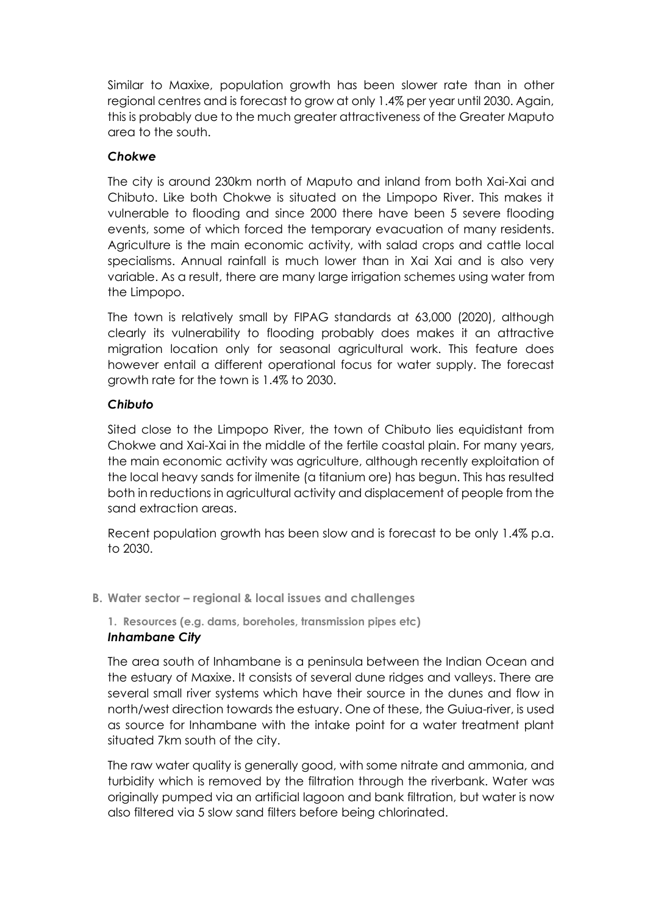Similar to Maxixe, population growth has been slower rate than in other regional centres and is forecast to grow at only 1.4% per year until 2030. Again, this is probably due to the much greater attractiveness of the Greater Maputo area to the south.

### *Chokwe*

The city is around 230km north of Maputo and inland from both Xai-Xai and Chibuto. Like both Chokwe is situated on the Limpopo River. This makes it vulnerable to flooding and since 2000 there have been 5 severe flooding events, some of which forced the temporary evacuation of many residents. Agriculture is the main economic activity, with salad crops and cattle local specialisms. Annual rainfall is much lower than in Xai Xai and is also very variable. As a result, there are many large irrigation schemes using water from the Limpopo.

The town is relatively small by FIPAG standards at 63,000 (2020), although clearly its vulnerability to flooding probably does makes it an attractive migration location only for seasonal agricultural work. This feature does however entail a different operational focus for water supply. The forecast growth rate for the town is 1.4% to 2030.

### *Chibuto*

Sited close to the Limpopo River, the town of Chibuto lies equidistant from Chokwe and Xai-Xai in the middle of the fertile coastal plain. For many years, the main economic activity was agriculture, although recently exploitation of the local heavy sands for ilmenite (a titanium ore) has begun. This has resulted both in reductions in agricultural activity and displacement of people from the sand extraction areas.

Recent population growth has been slow and is forecast to be only 1.4% p.a. to 2030.

## B. Water sector – regional & local issues and challenges

### 1. Resources (e.g. dams, boreholes, transmission pipes etc)

### *Inhambane City*

The area south of Inhambane is a peninsula between the Indian Ocean and the estuary of Maxixe. It consists of several dune ridges and valleys. There are several small river systems which have their source in the dunes and flow in north/west direction towards the estuary. One of these, the Guiua-river, is used as source for Inhambane with the intake point for a water treatment plant situated 7km south of the city.

The raw water quality is generally good, with some nitrate and ammonia, and turbidity which is removed by the filtration through the riverbank. Water was originally pumped via an artificial lagoon and bank filtration, but water is now also filtered via 5 slow sand filters before being chlorinated.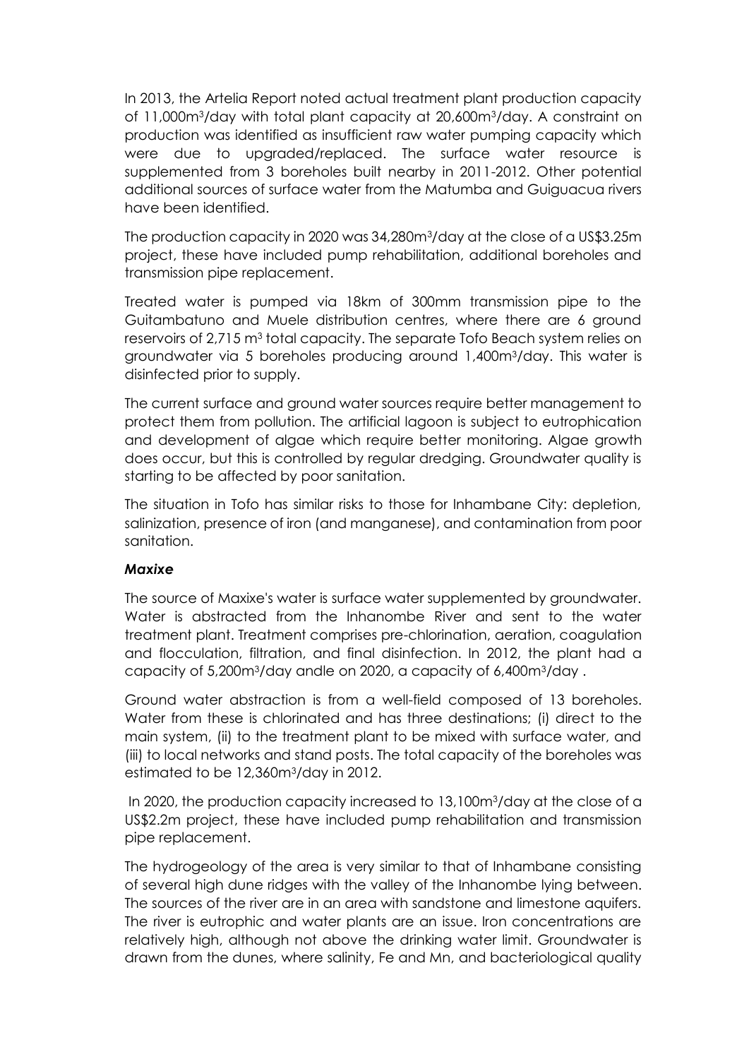In 2013, the Artelia Report noted actual treatment plant production capacity of 11,000m$^3$/day with total plant capacity at 20,600m$^3$/day. A constraint on production was identified as insufficient raw water pumping capacity which were due to upgraded/replaced. The surface water resource is supplemented from 3 boreholes built nearby in 2011-2012. Other potential additional sources of surface water from the Matumba and Guiguacua rivers have been identified.

The production capacity in 2020 was 34,280m$^3$/day at the close of a US$3.25m project, these have included pump rehabilitation, additional boreholes and transmission pipe replacement.

Treated water is pumped via 18km of 300mm transmission pipe to the Guitambatuno and Muele distribution centres, where there are 6 ground reservoirs of 2,715 m$^3$ total capacity. The separate Tofo Beach system relies on groundwater via 5 boreholes producing around 1,400m$^3$/day. This water is disinfected prior to supply.

The current surface and ground water sources require better management to protect them from pollution. The artificial lagoon is subject to eutrophication and development of algae which require better monitoring. Algae growth does occur, but this is controlled by regular dredging. Groundwater quality is starting to be affected by poor sanitation.

The situation in Tofo has similar risks to those for Inhambane City: depletion, salinization, presence of iron (and manganese), and contamination from poor sanitation.

***Maxixe***

The source of Maxixe's water is surface water supplemented by groundwater. Water is abstracted from the Inhanombe River and sent to the water treatment plant. Treatment comprises pre-chlorination, aeration, coagulation and flocculation, filtration, and final disinfection. In 2012, the plant had a capacity of 5,200m$^3$/day andle on 2020, a capacity of 6,400m$^3$/day .

Ground water abstraction is from a well-field composed of 13 boreholes. Water from these is chlorinated and has three destinations; (i) direct to the main system, (ii) to the treatment plant to be mixed with surface water, and (iii) to local networks and stand posts. The total capacity of the boreholes was estimated to be 12,360m$^3$/day in 2012.

In 2020, the production capacity increased to 13,100m$^3$/day at the close of a US$2.2m project, these have included pump rehabilitation and transmission pipe replacement.

The hydrogeology of the area is very similar to that of Inhambane consisting of several high dune ridges with the valley of the Inhanombe lying between. The sources of the river are in an area with sandstone and limestone aquifers. The river is eutrophic and water plants are an issue. Iron concentrations are relatively high, although not above the drinking water limit. Groundwater is drawn from the dunes, where salinity, Fe and Mn, and bacteriological quality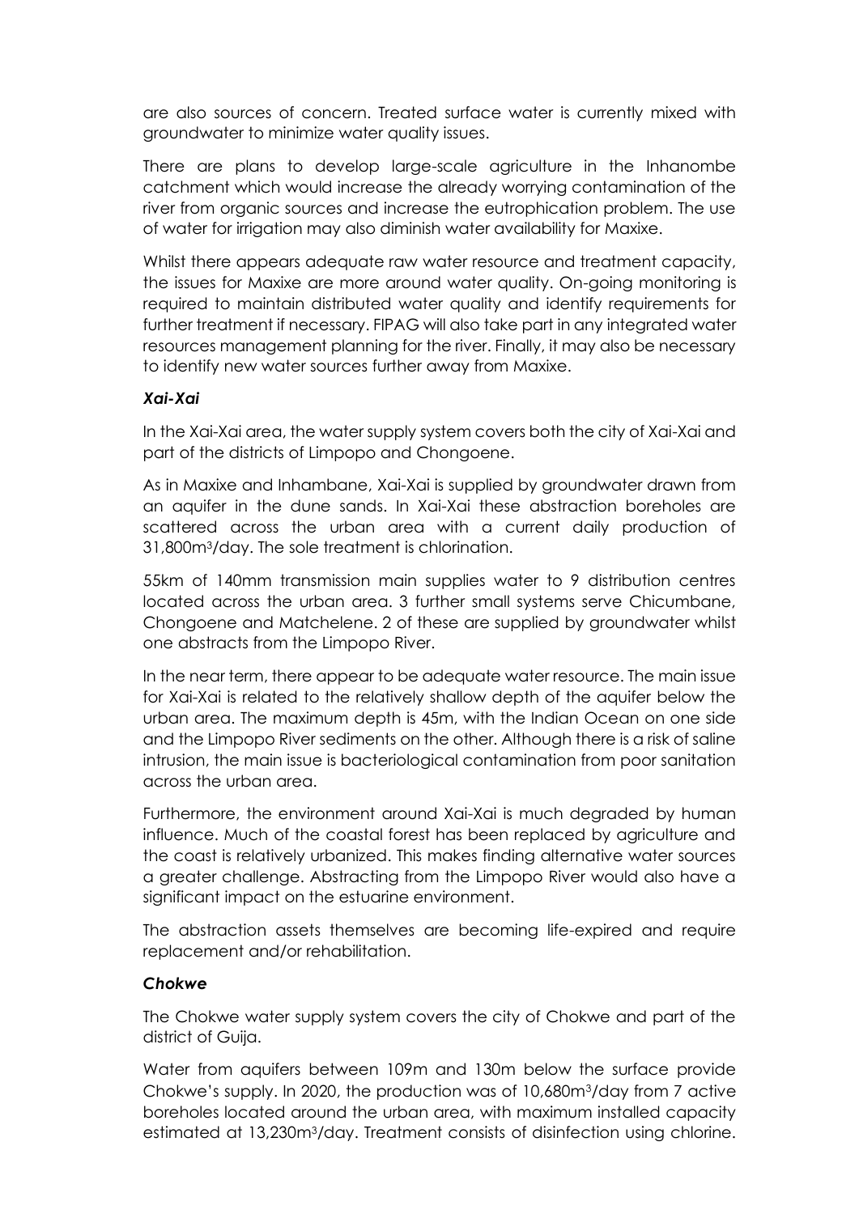are also sources of concern. Treated surface water is currently mixed with groundwater to minimize water quality issues.

There are plans to develop large-scale agriculture in the Inhanombe catchment which would increase the already worrying contamination of the river from organic sources and increase the eutrophication problem. The use of water for irrigation may also diminish water availability for Maxixe.

Whilst there appears adequate raw water resource and treatment capacity, the issues for Maxixe are more around water quality. On-going monitoring is required to maintain distributed water quality and identify requirements for further treatment if necessary. FIPAG will also take part in any integrated water resources management planning for the river. Finally, it may also be necessary to identify new water sources further away from Maxixe.

***Xai-Xai***

In the Xai-Xai area, the water supply system covers both the city of Xai-Xai and part of the districts of Limpopo and Chongoene.

As in Maxixe and Inhambane, Xai-Xai is supplied by groundwater drawn from an aquifer in the dune sands. In Xai-Xai these abstraction boreholes are scattered across the urban area with a current daily production of 31,800m$^3$/day. The sole treatment is chlorination.

55km of 140mm transmission main supplies water to 9 distribution centres located across the urban area. 3 further small systems serve Chicumbane, Chongoene and Matchelene. 2 of these are supplied by groundwater whilst one abstracts from the Limpopo River.

In the near term, there appear to be adequate water resource. The main issue for Xai-Xai is related to the relatively shallow depth of the aquifer below the urban area. The maximum depth is 45m, with the Indian Ocean on one side and the Limpopo River sediments on the other. Although there is a risk of saline intrusion, the main issue is bacteriological contamination from poor sanitation across the urban area.

Furthermore, the environment around Xai-Xai is much degraded by human influence. Much of the coastal forest has been replaced by agriculture and the coast is relatively urbanized. This makes finding alternative water sources a greater challenge. Abstracting from the Limpopo River would also have a significant impact on the estuarine environment.

The abstraction assets themselves are becoming life-expired and require replacement and/or rehabilitation.

***Chokwe***

The Chokwe water supply system covers the city of Chokwe and part of the district of Guija.

Water from aquifers between 109m and 130m below the surface provide Chokwe's supply. In 2020, the production was of 10,680m$^3$/day from 7 active boreholes located around the urban area, with maximum installed capacity estimated at 13,230m$^3$/day. Treatment consists of disinfection using chlorine.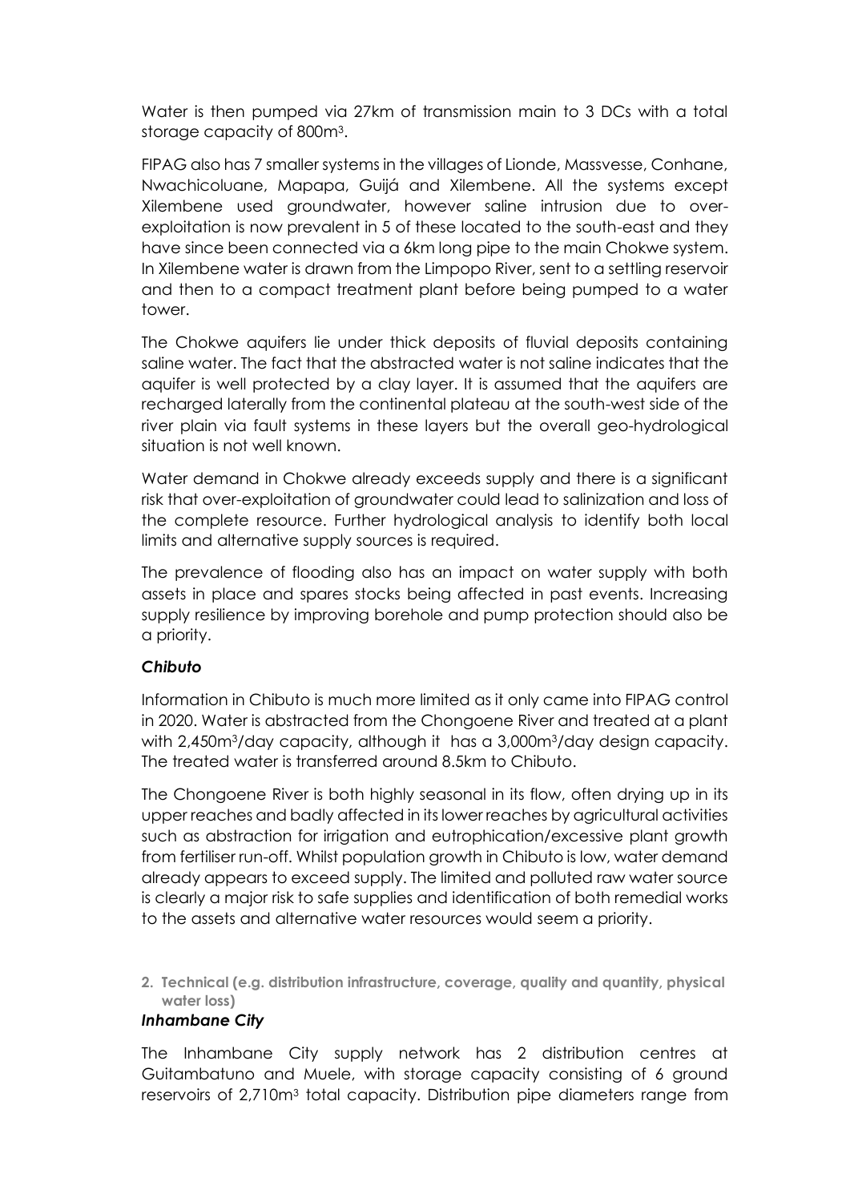Water is then pumped via 27km of transmission main to 3 DCs with a total storage capacity of 800m$^3$.

FIPAG also has 7 smaller systems in the villages of Lionde, Massvesse, Conhane, Nwachicoluane, Mapapa, Guijá and Xilembene. All the systems except Xilembene used groundwater, however saline intrusion due to over-exploitation is now prevalent in 5 of these located to the south-east and they have since been connected via a 6km long pipe to the main Chokwe system. In Xilembene water is drawn from the Limpopo River, sent to a settling reservoir and then to a compact treatment plant before being pumped to a water tower.

The Chokwe aquifers lie under thick deposits of fluvial deposits containing saline water. The fact that the abstracted water is not saline indicates that the aquifer is well protected by a clay layer. It is assumed that the aquifers are recharged laterally from the continental plateau at the south-west side of the river plain via fault systems in these layers but the overall geo-hydrological situation is not well known.

Water demand in Chokwe already exceeds supply and there is a significant risk that over-exploitation of groundwater could lead to salinization and loss of the complete resource. Further hydrological analysis to identify both local limits and alternative supply sources is required.

The prevalence of flooding also has an impact on water supply with both assets in place and spares stocks being affected in past events. Increasing supply resilience by improving borehole and pump protection should also be a priority.

### *Chibuto*

Information in Chibuto is much more limited as it only came into FIPAG control in 2020. Water is abstracted from the Chongoene River and treated at a plant with 2,450m$^3$/day capacity, although it has a 3,000m$^3$/day design capacity. The treated water is transferred around 8.5km to Chibuto.

The Chongoene River is both highly seasonal in its flow, often drying up in its upper reaches and badly affected in its lower reaches by agricultural activities such as abstraction for irrigation and eutrophication/excessive plant growth from fertiliser run-off. Whilst population growth in Chibuto is low, water demand already appears to exceed supply. The limited and polluted raw water source is clearly a major risk to safe supplies and identification of both remedial works to the assets and alternative water resources would seem a priority.

2. **Technical (e.g. distribution infrastructure, coverage, quality and quantity, physical water loss)**

### *Inhambane City*

The Inhambane City supply network has 2 distribution centres at Guitambatuno and Muele, with storage capacity consisting of 6 ground reservoirs of 2,710m$^3$ total capacity. Distribution pipe diameters range from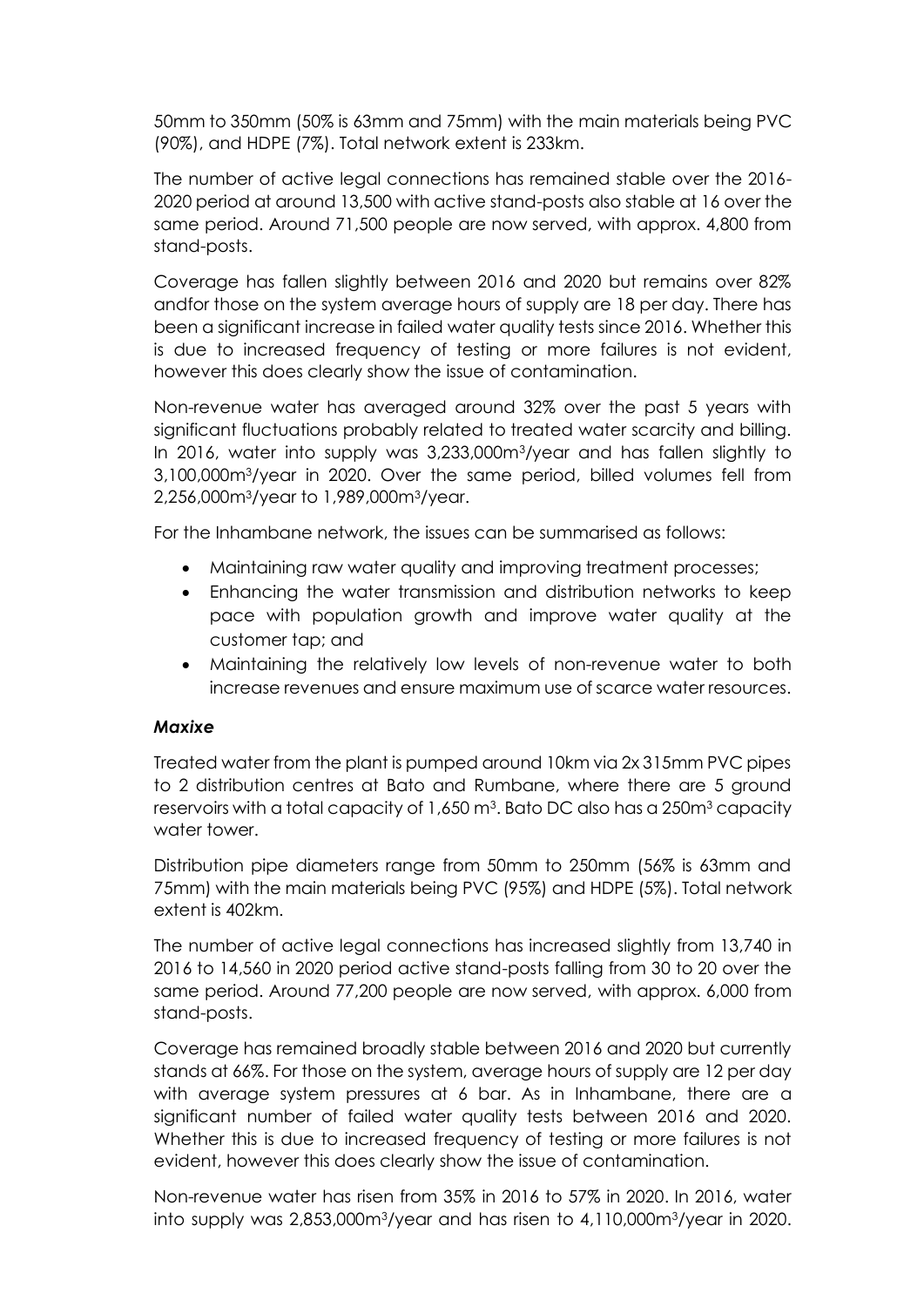50mm to 350mm (50% is 63mm and 75mm) with the main materials being PVC (90%), and HDPE (7%). Total network extent is 233km.

The number of active legal connections has remained stable over the 2016-2020 period at around 13,500 with active stand-posts also stable at 16 over the same period. Around 71,500 people are now served, with approx. 4,800 from stand-posts.

Coverage has fallen slightly between 2016 and 2020 but remains over 82% andfor those on the system average hours of supply are 18 per day. There has been a significant increase in failed water quality tests since 2016. Whether this is due to increased frequency of testing or more failures is not evident, however this does clearly show the issue of contamination.

Non-revenue water has averaged around 32% over the past 5 years with significant fluctuations probably related to treated water scarcity and billing. In 2016, water into supply was 3,233,000m$^3$/year and has fallen slightly to 3,100,000m$^3$/year in 2020. Over the same period, billed volumes fell from 2,256,000m$^3$/year to 1,989,000m$^3$/year.

For the Inhambane network, the issues can be summarised as follows:

- Maintaining raw water quality and improving treatment processes;
- Enhancing the water transmission and distribution networks to keep pace with population growth and improve water quality at the customer tap; and
- Maintaining the relatively low levels of non-revenue water to both increase revenues and ensure maximum use of scarce water resources.

***Maxixe***

Treated water from the plant is pumped around 10km via 2x 315mm PVC pipes to 2 distribution centres at Bato and Rumbane, where there are 5 ground reservoirs with a total capacity of 1,650 m$^3$. Bato DC also has a 250m$^3$ capacity water tower.

Distribution pipe diameters range from 50mm to 250mm (56% is 63mm and 75mm) with the main materials being PVC (95%) and HDPE (5%). Total network extent is 402km.

The number of active legal connections has increased slightly from 13,740 in 2016 to 14,560 in 2020 period active stand-posts falling from 30 to 20 over the same period. Around 77,200 people are now served, with approx. 6,000 from stand-posts.

Coverage has remained broadly stable between 2016 and 2020 but currently stands at 66%. For those on the system, average hours of supply are 12 per day with average system pressures at 6 bar. As in Inhambane, there are a significant number of failed water quality tests between 2016 and 2020. Whether this is due to increased frequency of testing or more failures is not evident, however this does clearly show the issue of contamination.

Non-revenue water has risen from 35% in 2016 to 57% in 2020. In 2016, water into supply was 2,853,000m$^3$/year and has risen to 4,110,000m$^3$/year in 2020.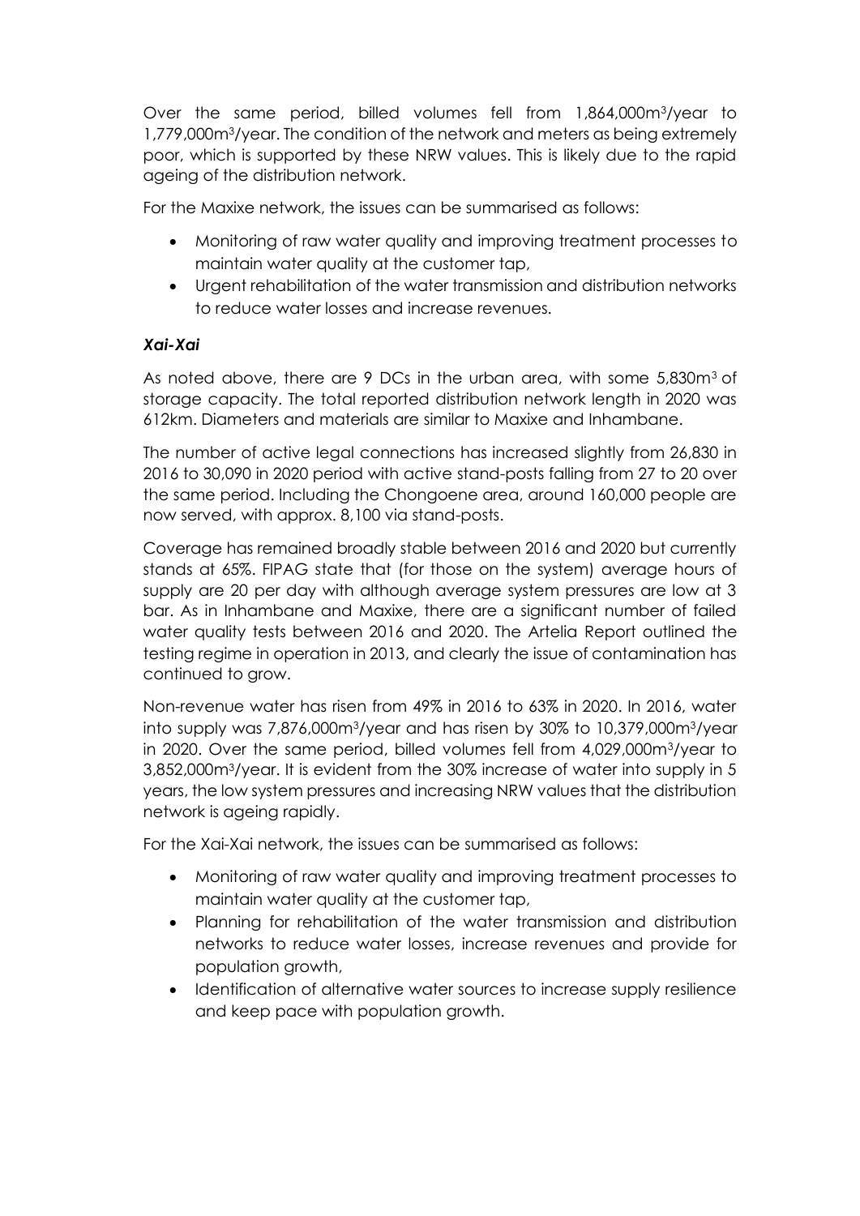Over the same period, billed volumes fell from 1,864,000m$^3$/year to 1,779,000m$^3$/year. The condition of the network and meters as being extremely poor, which is supported by these NRW values. This is likely due to the rapid ageing of the distribution network.

For the Maxixe network, the issues can be summarised as follows:

- Monitoring of raw water quality and improving treatment processes to maintain water quality at the customer tap,
- Urgent rehabilitation of the water transmission and distribution networks to reduce water losses and increase revenues.

### *Xai-Xai*

As noted above, there are 9 DCs in the urban area, with some 5,830m$^3$ of storage capacity. The total reported distribution network length in 2020 was 612km. Diameters and materials are similar to Maxixe and Inhambane.

The number of active legal connections has increased slightly from 26,830 in 2016 to 30,090 in 2020 period with active stand-posts falling from 27 to 20 over the same period. Including the Chongoene area, around 160,000 people are now served, with approx. 8,100 via stand-posts.

Coverage has remained broadly stable between 2016 and 2020 but currently stands at 65%. FIPAG state that (for those on the system) average hours of supply are 20 per day with although average system pressures are low at 3 bar. As in Inhambane and Maxixe, there are a significant number of failed water quality tests between 2016 and 2020. The Artelia Report outlined the testing regime in operation in 2013, and clearly the issue of contamination has continued to grow.

Non-revenue water has risen from 49% in 2016 to 63% in 2020. In 2016, water into supply was 7,876,000m$^3$/year and has risen by 30% to 10,379,000m$^3$/year in 2020. Over the same period, billed volumes fell from 4,029,000m$^3$/year to 3,852,000m$^3$/year. It is evident from the 30% increase of water into supply in 5 years, the low system pressures and increasing NRW values that the distribution network is ageing rapidly.

For the Xai-Xai network, the issues can be summarised as follows:

- Monitoring of raw water quality and improving treatment processes to maintain water quality at the customer tap,
- Planning for rehabilitation of the water transmission and distribution networks to reduce water losses, increase revenues and provide for population growth,
- Identification of alternative water sources to increase supply resilience and keep pace with population growth.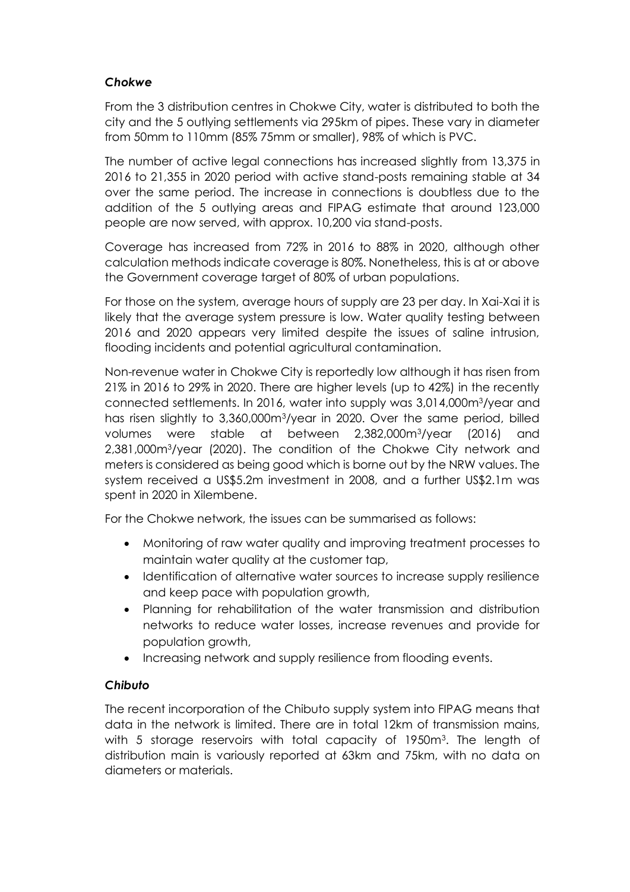### *Chokwe*

From the 3 distribution centres in Chokwe City, water is distributed to both the city and the 5 outlying settlements via 295km of pipes. These vary in diameter from 50mm to 110mm (85% 75mm or smaller), 98% of which is PVC.

The number of active legal connections has increased slightly from 13,375 in 2016 to 21,355 in 2020 period with active stand-posts remaining stable at 34 over the same period. The increase in connections is doubtless due to the addition of the 5 outlying areas and FIPAG estimate that around 123,000 people are now served, with approx. 10,200 via stand-posts.

Coverage has increased from 72% in 2016 to 88% in 2020, although other calculation methods indicate coverage is 80%. Nonetheless, this is at or above the Government coverage target of 80% of urban populations.

For those on the system, average hours of supply are 23 per day. In Xai-Xai it is likely that the average system pressure is low. Water quality testing between 2016 and 2020 appears very limited despite the issues of saline intrusion, flooding incidents and potential agricultural contamination.

Non-revenue water in Chokwe City is reportedly low although it has risen from 21% in 2016 to 29% in 2020. There are higher levels (up to 42%) in the recently connected settlements. In 2016, water into supply was 3,014,000m$^3$/year and has risen slightly to 3,360,000m$^3$/year in 2020. Over the same period, billed volumes were stable at between 2,382,000m$^3$/year (2016) and 2,381,000m$^3$/year (2020). The condition of the Chokwe City network and meters is considered as being good which is borne out by the NRW values. The system received a US$5.2m investment in 2008, and a further US$2.1m was spent in 2020 in Xilembene.

For the Chokwe network, the issues can be summarised as follows:

- Monitoring of raw water quality and improving treatment processes to maintain water quality at the customer tap,
- Identification of alternative water sources to increase supply resilience and keep pace with population growth,
- Planning for rehabilitation of the water transmission and distribution networks to reduce water losses, increase revenues and provide for population growth,
- Increasing network and supply resilience from flooding events.

### *Chibuto*

The recent incorporation of the Chibuto supply system into FIPAG means that data in the network is limited. There are in total 12km of transmission mains, with 5 storage reservoirs with total capacity of 1950m$^3$. The length of distribution main is variously reported at 63km and 75km, with no data on diameters or materials.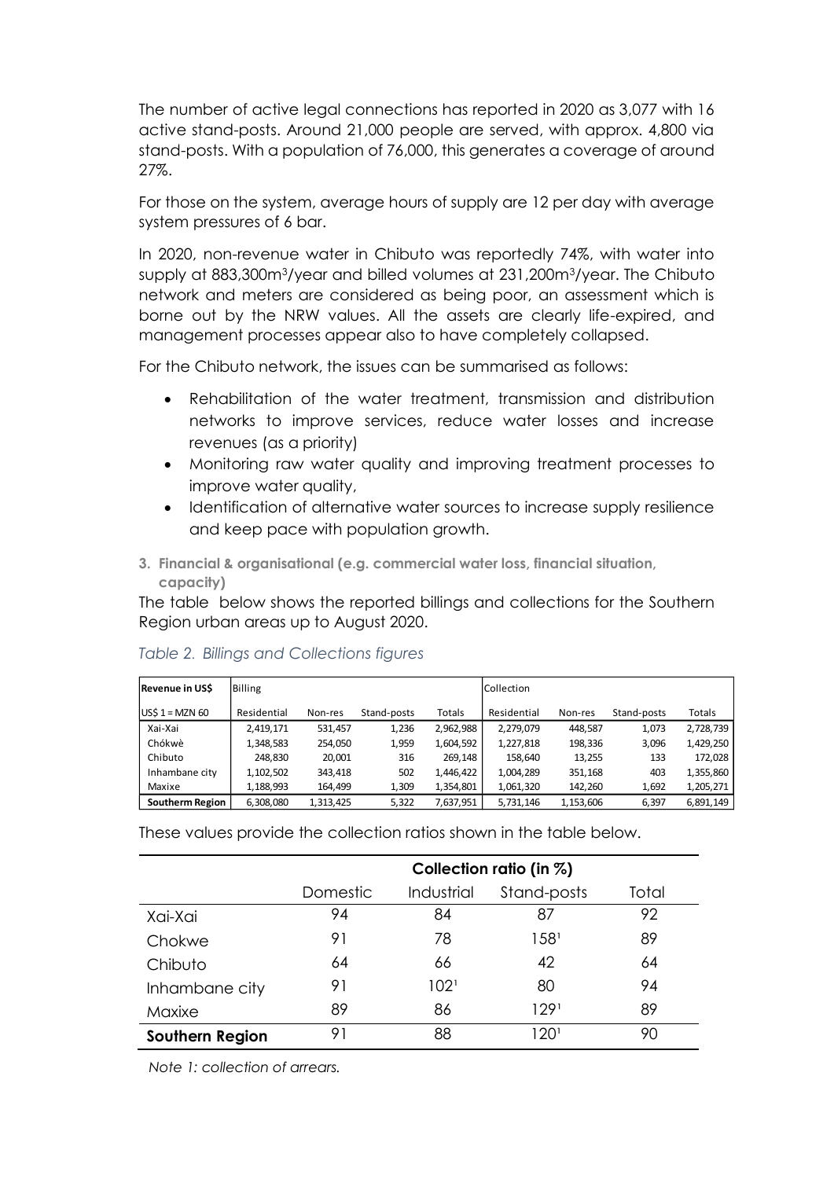The number of active legal connections has reported in 2020 as 3,077 with 16 active stand-posts. Around 21,000 people are served, with approx. 4,800 via stand-posts. With a population of 76,000, this generates a coverage of around 27%.

For those on the system, average hours of supply are 12 per day with average system pressures of 6 bar.

In 2020, non-revenue water in Chibuto was reportedly 74%, with water into supply at 883,300m$^3$/year and billed volumes at 231,200m$^3$/year. The Chibuto network and meters are considered as being poor, an assessment which is borne out by the NRW values. All the assets are clearly life-expired, and management processes appear also to have completely collapsed.

For the Chibuto network, the issues can be summarised as follows:

- Rehabilitation of the water treatment, transmission and distribution networks to improve services, reduce water losses and increase revenues (as a priority)
- Monitoring raw water quality and improving treatment processes to improve water quality,
- Identification of alternative water sources to increase supply resilience and keep pace with population growth.

3. **Financial & organisational (e.g. commercial water loss, financial situation, capacity)**

The table below shows the reported billings and collections for the Southern Region urban areas up to August 2020.

*Table 2. Billings and Collections figures*

| Revenue in US$ | Billing | | | | Collection | | | |
|---|---|---|---|---|---|---|---|---|
| US$ 1 = MZN 60 | Residential | Non-res | Stand-posts | Totals | Residential | Non-res | Stand-posts | Totals |
| Xai-Xai | 2,419,171 | 531,457 | 1,236 | 2,962,988 | 2,279,079 | 448,587 | 1,073 | 2,728,739 |
| Chókwè | 1,348,583 | 254,050 | 1,959 | 1,604,592 | 1,227,818 | 198,336 | 3,096 | 1,429,250 |
| Chibuto | 248,830 | 20,001 | 316 | 269,148 | 158,640 | 13,255 | 133 | 172,028 |
| Inhambane city | 1,102,502 | 343,418 | 502 | 1,446,422 | 1,004,289 | 351,168 | 403 | 1,355,860 |
| Maxixe | 1,188,993 | 164,499 | 1,309 | 1,354,801 | 1,061,320 | 142,260 | 1,692 | 1,205,271 |
| **Southerm Region** | 6,308,080 | 1,313,425 | 5,322 | 7,637,951 | 5,731,146 | 1,153,606 | 6,397 | 6,891,149 |

These values provide the collection ratios shown in the table below.

| | Collection ratio (in %) | | | |
|---|---|---|---|---|
| | Domestic | Industrial | Stand-posts | Total |
| Xai-Xai | 94 | 84 | 87 | 92 |
| Chokwe | 91 | 78 | 158[1] | 89 |
| Chibuto | 64 | 66 | 42 | 64 |
| Inhambane city | 91 | 102[1] | 80 | 94 |
| Maxixe | 89 | 86 | 129[1] | 89 |
| **Southern Region** | 91 | 88 | 120[1] | 90 |

*Note 1: collection of arrears.*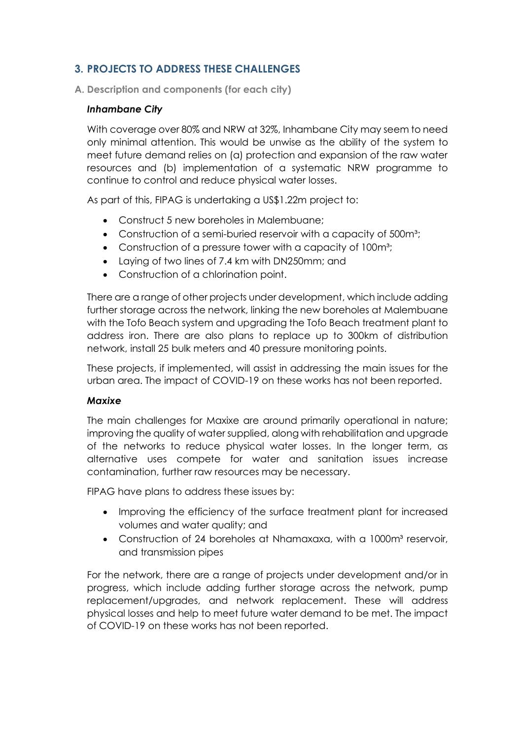## 3. PROJECTS TO ADDRESS THESE CHALLENGES

### A. Description and components (for each city)

***Inhambane City***

With coverage over 80% and NRW at 32%, Inhambane City may seem to need only minimal attention. This would be unwise as the ability of the system to meet future demand relies on (a) protection and expansion of the raw water resources and (b) implementation of a systematic NRW programme to continue to control and reduce physical water losses.

As part of this, FIPAG is undertaking a US$1.22m project to:

- Construct 5 new boreholes in Malembuane;
- Construction of a semi-buried reservoir with a capacity of 500m³;
- Construction of a pressure tower with a capacity of 100m³;
- Laying of two lines of 7.4 km with DN250mm; and
- Construction of a chlorination point.

There are a range of other projects under development, which include adding further storage across the network, linking the new boreholes at Malembuane with the Tofo Beach system and upgrading the Tofo Beach treatment plant to address iron. There are also plans to replace up to 300km of distribution network, install 25 bulk meters and 40 pressure monitoring points.

These projects, if implemented, will assist in addressing the main issues for the urban area. The impact of COVID-19 on these works has not been reported.

***Maxixe***

The main challenges for Maxixe are around primarily operational in nature; improving the quality of water supplied, along with rehabilitation and upgrade of the networks to reduce physical water losses. In the longer term, as alternative uses compete for water and sanitation issues increase contamination, further raw resources may be necessary.

FIPAG have plans to address these issues by:

- Improving the efficiency of the surface treatment plant for increased volumes and water quality; and
- Construction of 24 boreholes at Nhamaxaxa, with a 1000m³ reservoir, and transmission pipes

For the network, there are a range of projects under development and/or in progress, which include adding further storage across the network, pump replacement/upgrades, and network replacement. These will address physical losses and help to meet future water demand to be met. The impact of COVID-19 on these works has not been reported.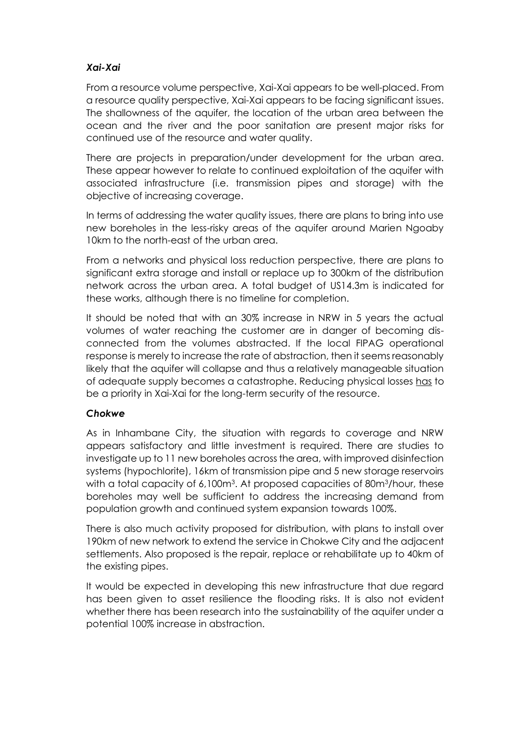### *Xai-Xai*

From a resource volume perspective, Xai-Xai appears to be well-placed. From a resource quality perspective, Xai-Xai appears to be facing significant issues. The shallowness of the aquifer, the location of the urban area between the ocean and the river and the poor sanitation are present major risks for continued use of the resource and water quality.

There are projects in preparation/under development for the urban area. These appear however to relate to continued exploitation of the aquifer with associated infrastructure (i.e. transmission pipes and storage) with the objective of increasing coverage.

In terms of addressing the water quality issues, there are plans to bring into use new boreholes in the less-risky areas of the aquifer around Marien Ngoaby 10km to the north-east of the urban area.

From a networks and physical loss reduction perspective, there are plans to significant extra storage and install or replace up to 300km of the distribution network across the urban area. A total budget of US14.3m is indicated for these works, although there is no timeline for completion.

It should be noted that with an 30% increase in NRW in 5 years the actual volumes of water reaching the customer are in danger of becoming dis-connected from the volumes abstracted. If the local FIPAG operational response is merely to increase the rate of abstraction, then it seems reasonably likely that the aquifer will collapse and thus a relatively manageable situation of adequate supply becomes a catastrophe. Reducing physical losses <u>has</u> to be a priority in Xai-Xai for the long-term security of the resource.

### *Chokwe*

As in Inhambane City, the situation with regards to coverage and NRW appears satisfactory and little investment is required. There are studies to investigate up to 11 new boreholes across the area, with improved disinfection systems (hypochlorite), 16km of transmission pipe and 5 new storage reservoirs with a total capacity of 6,100m$^3$. At proposed capacities of 80m$^3$/hour, these boreholes may well be sufficient to address the increasing demand from population growth and continued system expansion towards 100%.

There is also much activity proposed for distribution, with plans to install over 190km of new network to extend the service in Chokwe City and the adjacent settlements. Also proposed is the repair, replace or rehabilitate up to 40km of the existing pipes.

It would be expected in developing this new infrastructure that due regard has been given to asset resilience the flooding risks. It is also not evident whether there has been research into the sustainability of the aquifer under a potential 100% increase in abstraction.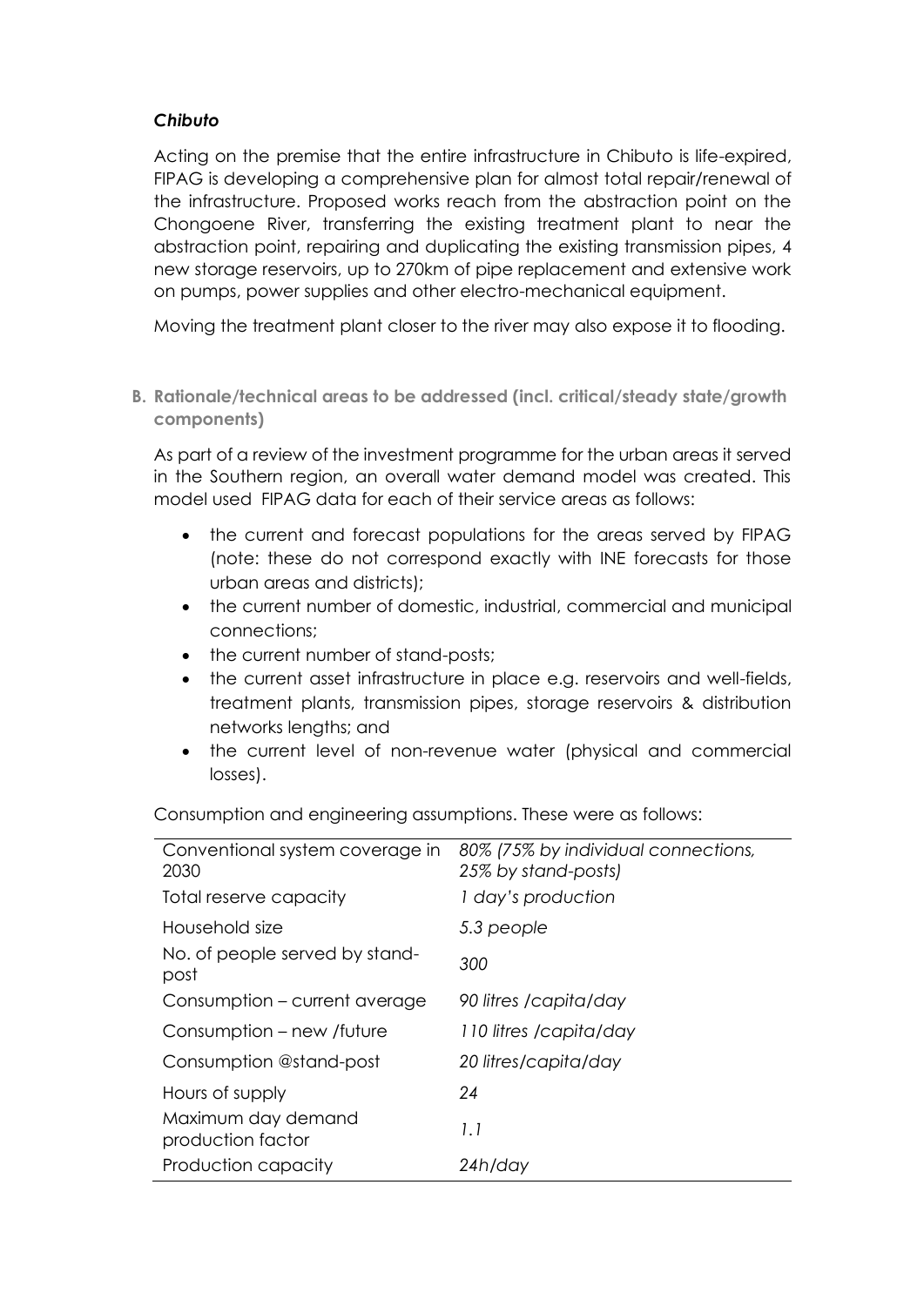### *Chibuto*

Acting on the premise that the entire infrastructure in Chibuto is life-expired, FIPAG is developing a comprehensive plan for almost total repair/renewal of the infrastructure. Proposed works reach from the abstraction point on the Chongoene River, transferring the existing treatment plant to near the abstraction point, repairing and duplicating the existing transmission pipes, 4 new storage reservoirs, up to 270km of pipe replacement and extensive work on pumps, power supplies and other electro-mechanical equipment.

Moving the treatment plant closer to the river may also expose it to flooding.

## B. Rationale/technical areas to be addressed (incl. critical/steady state/growth components)

As part of a review of the investment programme for the urban areas it served in the Southern region, an overall water demand model was created. This model used FIPAG data for each of their service areas as follows:

- the current and forecast populations for the areas served by FIPAG (note: these do not correspond exactly with INE forecasts for those urban areas and districts);
- the current number of domestic, industrial, commercial and municipal connections;
- the current number of stand-posts;
- the current asset infrastructure in place e.g. reservoirs and well-fields, treatment plants, transmission pipes, storage reservoirs & distribution networks lengths; and
- the current level of non-revenue water (physical and commercial losses).

Consumption and engineering assumptions. These were as follows:

| | |
|---|---|
| Conventional system coverage in 2030 | *80% (75% by individual connections, 25% by stand-posts)* |
| Total reserve capacity | *1 day's production* |
| Household size | *5.3 people* |
| No. of people served by stand-post | *300* |
| Consumption – current average | *90 litres /capita/day* |
| Consumption – new /future | *110 litres /capita/day* |
| Consumption @stand-post | *20 litres/capita/day* |
| Hours of supply | *24* |
| Maximum day demand production factor | *1.1* |
| Production capacity | *24h/day* |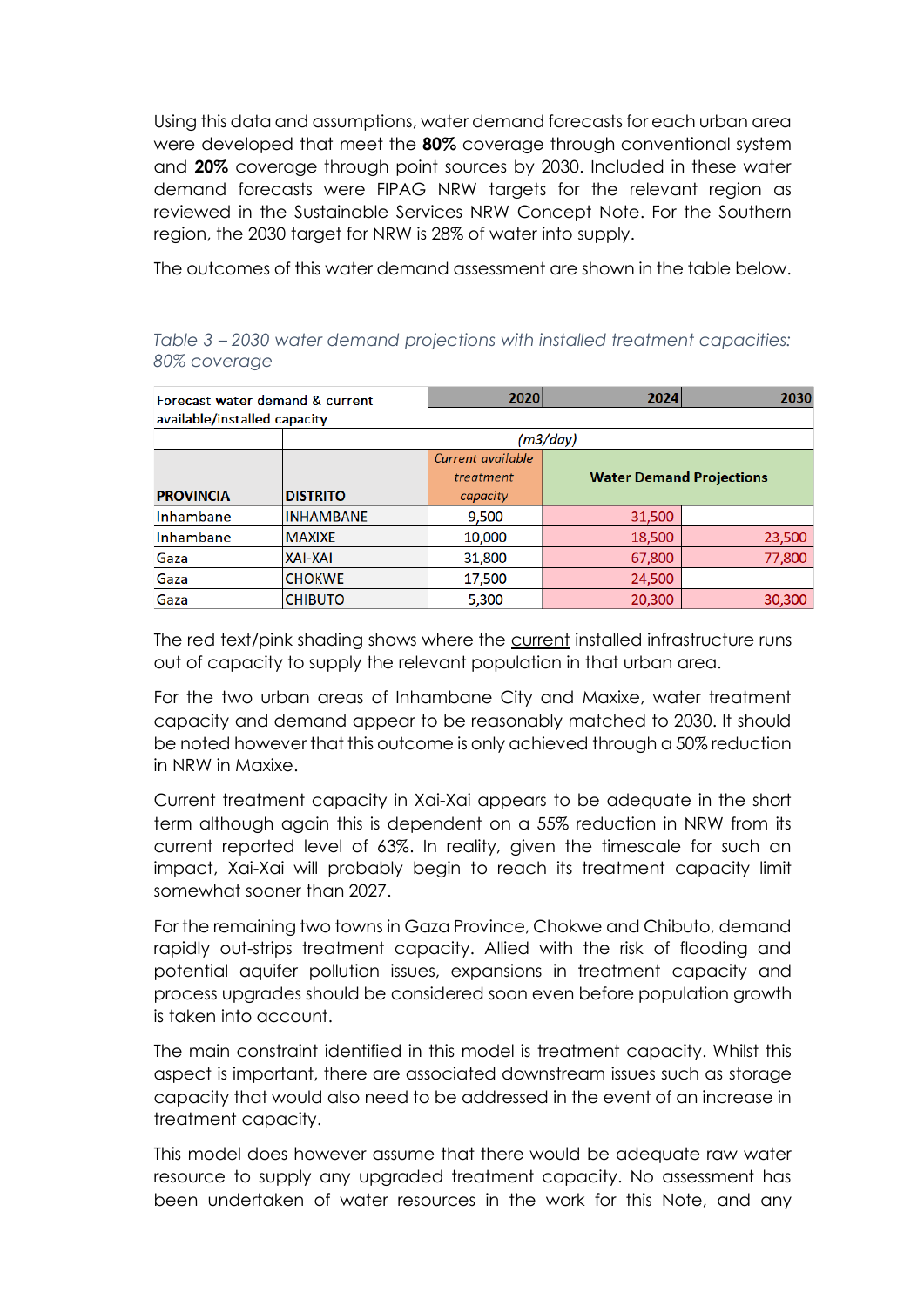Using this data and assumptions, water demand forecasts for each urban area were developed that meet the **80%** coverage through conventional system and **20%** coverage through point sources by 2030. Included in these water demand forecasts were FIPAG NRW targets for the relevant region as reviewed in the Sustainable Services NRW Concept Note. For the Southern region, the 2030 target for NRW is 28% of water into supply.

The outcomes of this water demand assessment are shown in the table below.

*Table 3 – 2030 water demand projections with installed treatment capacities: 80% coverage*

| Forecast water demand & current available/installed capacity | | 2020 | 2024 | 2030 |
|---|---|---|---|---|
| | | *(m3/day)* | | |
| **PROVINCIA** | **DISTRITO** | *Current available treatment capacity* | **Water Demand Projections** | |
| Inhambane | INHAMBANE | 9,500 | 31,500 | |
| Inhambane | MAXIXE | 10,000 | 18,500 | 23,500 |
| Gaza | XAI-XAI | 31,800 | 67,800 | 77,800 |
| Gaza | CHOKWE | 17,500 | 24,500 | |
| Gaza | CHIBUTO | 5,300 | 20,300 | 30,300 |

The red text/pink shading shows where the current installed infrastructure runs out of capacity to supply the relevant population in that urban area.

For the two urban areas of Inhambane City and Maxixe, water treatment capacity and demand appear to be reasonably matched to 2030. It should be noted however that this outcome is only achieved through a 50% reduction in NRW in Maxixe.

Current treatment capacity in Xai-Xai appears to be adequate in the short term although again this is dependent on a 55% reduction in NRW from its current reported level of 63%. In reality, given the timescale for such an impact, Xai-Xai will probably begin to reach its treatment capacity limit somewhat sooner than 2027.

For the remaining two towns in Gaza Province, Chokwe and Chibuto, demand rapidly out-strips treatment capacity. Allied with the risk of flooding and potential aquifer pollution issues, expansions in treatment capacity and process upgrades should be considered soon even before population growth is taken into account.

The main constraint identified in this model is treatment capacity. Whilst this aspect is important, there are associated downstream issues such as storage capacity that would also need to be addressed in the event of an increase in treatment capacity.

This model does however assume that there would be adequate raw water resource to supply any upgraded treatment capacity. No assessment has been undertaken of water resources in the work for this Note, and any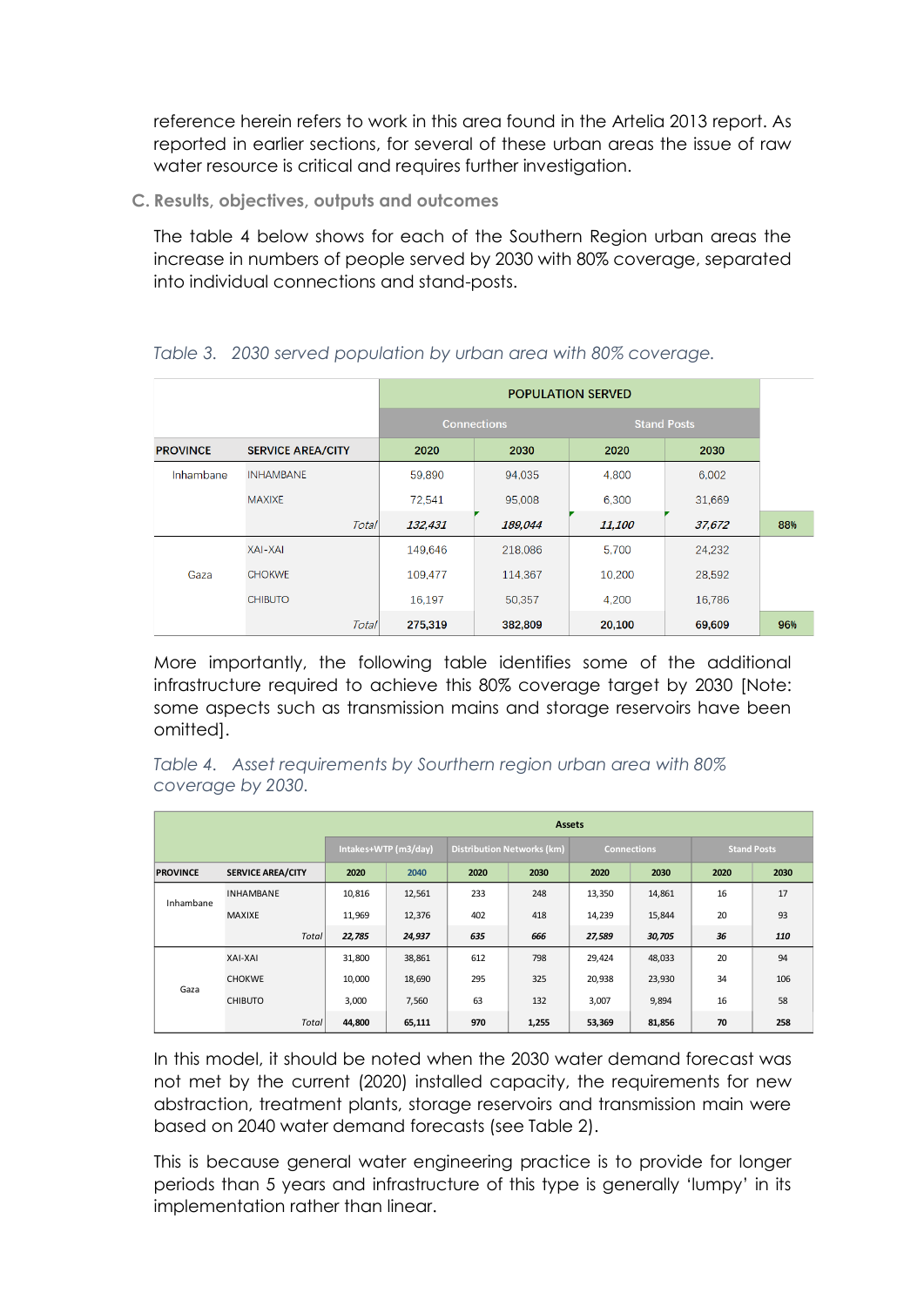reference herein refers to work in this area found in the Artelia 2013 report. As reported in earlier sections, for several of these urban areas the issue of raw water resource is critical and requires further investigation.

### C. Results, objectives, outputs and outcomes

The table 4 below shows for each of the Southern Region urban areas the increase in numbers of people served by 2030 with 80% coverage, separated into individual connections and stand-posts.

*Table 3. 2030 served population by urban area with 80% coverage.*

| | | POPULATION SERVED | | | | |
|---|---|---|---|---|---|---|
| | | Connections | | Stand Posts | | |
| PROVINCE | SERVICE AREA/CITY | 2020 | 2030 | 2020 | 2030 | |
| Inhambane | INHAMBANE | 59,890 | 94,035 | 4,800 | 6,002 | |
| | MAXIXE | 72,541 | 95,008 | 6,300 | 31,669 | |
| | *Total* | ***132,431*** | ***189,044*** | ***11,100*** | ***37,672*** | **88%** |
| Gaza | XAI-XAI | 149,646 | 218,086 | 5,700 | 24,232 | |
| | CHOKWE | 109,477 | 114,367 | 10,200 | 28,592 | |
| | CHIBUTO | 16,197 | 50,357 | 4,200 | 16,786 | |
| | *Total* | **275,319** | **382,809** | **20,100** | **69,609** | **96%** |

More importantly, the following table identifies some of the additional infrastructure required to achieve this 80% coverage target by 2030 [Note: some aspects such as transmission mains and storage reservoirs have been omitted].

*Table 4. Asset requirements by Sourthern region urban area with 80% coverage by 2030.*

| | | Assets | | | | | | | |
|---|---|---|---|---|---|---|---|---|---|
| | | Intakes+WTP (m3/day) | | Distribution Networks (km) | | Connections | | Stand Posts | |
| PROVINCE | SERVICE AREA/CITY | 2020 | 2040 | 2020 | 2030 | 2020 | 2030 | 2020 | 2030 |
| Inhambane | INHAMBANE | 10,816 | 12,561 | 233 | 248 | 13,350 | 14,861 | 16 | 17 |
| | MAXIXE | 11,969 | 12,376 | 402 | 418 | 14,239 | 15,844 | 20 | 93 |
| | *Total* | ***22,785*** | ***24,937*** | ***635*** | ***666*** | ***27,589*** | ***30,705*** | ***36*** | ***110*** |
| Gaza | XAI-XAI | 31,800 | 38,861 | 612 | 798 | 29,424 | 48,033 | 20 | 94 |
| | CHOKWE | 10,000 | 18,690 | 295 | 325 | 20,938 | 23,930 | 34 | 106 |
| | CHIBUTO | 3,000 | 7,560 | 63 | 132 | 3,007 | 9,894 | 16 | 58 |
| | *Total* | **44,800** | **65,111** | **970** | **1,255** | **53,369** | **81,856** | **70** | **258** |

In this model, it should be noted when the 2030 water demand forecast was not met by the current (2020) installed capacity, the requirements for new abstraction, treatment plants, storage reservoirs and transmission main were based on 2040 water demand forecasts (see Table 2).

This is because general water engineering practice is to provide for longer periods than 5 years and infrastructure of this type is generally 'lumpy' in its implementation rather than linear.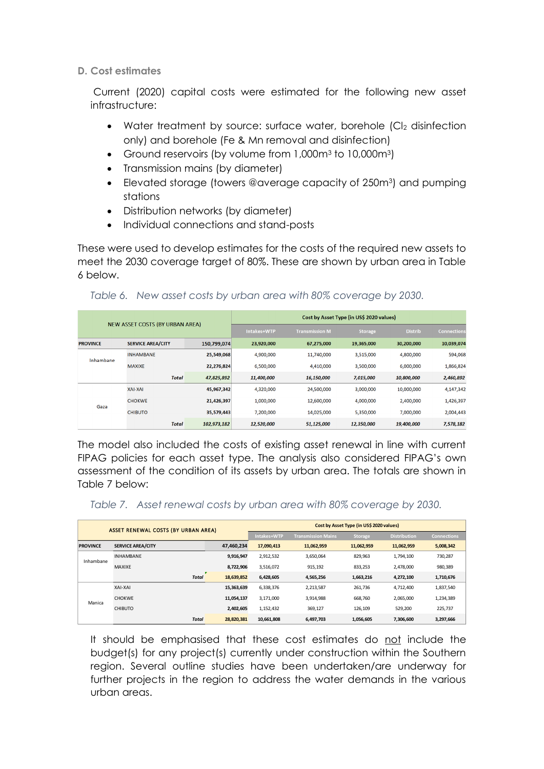### D. Cost estimates

Current (2020) capital costs were estimated for the following new asset infrastructure:

- Water treatment by source: surface water, borehole ($Cl_2$ disinfection only) and borehole (Fe & Mn removal and disinfection)
- Ground reservoirs (by volume from 1,000m$^3$ to 10,000m$^3$)
- Transmission mains (by diameter)
- Elevated storage (towers @average capacity of 250m$^3$) and pumping stations
- Distribution networks (by diameter)
- Individual connections and stand-posts

These were used to develop estimates for the costs of the required new assets to meet the 2030 coverage target of 80%. These are shown by urban area in Table 6 below.

*Table 6. New asset costs by urban area with 80% coverage by 2030.*

| NEW ASSET COSTS (BY URBAN AREA) | | | Cost by Asset Type (in US$ 2020 values) | | | | |
|---|---|---|---|---|---|---|---|
| | | | Intakes+WTP | Transmission M | Storage | Distrib | Connections |
| **PROVINCE** | **SERVICE AREA/CITY** | **150,799,074** | **23,920,000** | **67,275,000** | **19,365,000** | **30,200,000** | **10,039,074** |
| Inhambane | INHAMBANE | 25,549,068 | 4,900,000 | 11,740,000 | 3,515,000 | 4,800,000 | 594,068 |
| | MAXIXE | 22,276,824 | 6,500,000 | 4,410,000 | 3,500,000 | 6,000,000 | 1,866,824 |
| | *Total* | *47,825,892* | *11,400,000* | *16,150,000* | *7,015,000* | *10,800,000* | *2,460,892* |
| Gaza | XAI-XAI | 45,967,342 | 4,320,000 | 24,500,000 | 3,000,000 | 10,000,000 | 4,147,342 |
| | CHOKWE | 21,426,397 | 1,000,000 | 12,600,000 | 4,000,000 | 2,400,000 | 1,426,397 |
| | CHIBUTO | 35,579,443 | 7,200,000 | 14,025,000 | 5,350,000 | 7,000,000 | 2,004,443 |
| | *Total* | *102,973,182* | *12,520,000* | *51,125,000* | *12,350,000* | *19,400,000* | *7,578,182* |

The model also included the costs of existing asset renewal in line with current FIPAG policies for each asset type. The analysis also considered FIPAG's own assessment of the condition of its assets by urban area. The totals are shown in Table 7 below:

*Table 7. Asset renewal costs by urban area with 80% coverage by 2030.*

| ASSET RENEWAL COSTS (BY URBAN AREA) | | | Cost by Asset Type (in US$ 2020 values) | | | | |
|---|---|---|---|---|---|---|---|
| | | | Intakes+WTP | Transmission Mains | Storage | Distribution | Connections |
| **PROVINCE** | **SERVICE AREA/CITY** | **47,460,234** | **17,090,413** | **11,062,959** | **11,062,959** | **11,062,959** | **5,008,342** |
| Inhambane | INHAMBANE | 9,916,947 | 2,912,532 | 3,650,064 | 829,963 | 1,794,100 | 730,287 |
| | MAXIXE | 8,722,906 | 3,516,072 | 915,192 | 833,253 | 2,478,000 | 980,389 |
| | *Total* | 18,639,852 | 6,428,605 | 4,565,256 | 1,663,216 | 4,272,100 | 1,710,676 |
| Manica | XAI-XAI | 15,363,639 | 6,338,376 | 2,213,587 | 261,736 | 4,712,400 | 1,837,540 |
| | CHOKWE | 11,054,137 | 3,171,000 | 3,914,988 | 668,760 | 2,065,000 | 1,234,389 |
| | CHIBUTO | 2,402,605 | 1,152,432 | 369,127 | 126,109 | 529,200 | 225,737 |
| | *Total* | 28,820,381 | 10,661,808 | 6,497,703 | 1,056,605 | 7,306,600 | 3,297,666 |

It should be emphasised that these cost estimates do <u>not</u> include the budget(s) for any project(s) currently under construction within the Southern region. Several outline studies have been undertaken/are underway for further projects in the region to address the water demands in the various urban areas.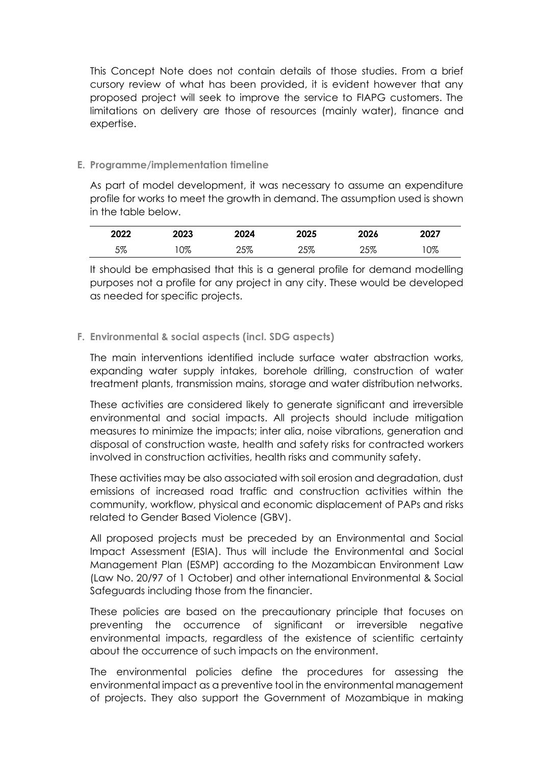This Concept Note does not contain details of those studies. From a brief cursory review of what has been provided, it is evident however that any proposed project will seek to improve the service to FIAPG customers. The limitations on delivery are those of resources (mainly water), finance and expertise.

### E. Programme/implementation timeline

As part of model development, it was necessary to assume an expenditure profile for works to meet the growth in demand. The assumption used is shown in the table below.

| 2022 | 2023 | 2024 | 2025 | 2026 | 2027 |
|---|---|---|---|---|---|
| 5% | 10% | 25% | 25% | 25% | 10% |

It should be emphasised that this is a general profile for demand modelling purposes not a profile for any project in any city. These would be developed as needed for specific projects.

### F. Environmental & social aspects (incl. SDG aspects)

The main interventions identified include surface water abstraction works, expanding water supply intakes, borehole drilling, construction of water treatment plants, transmission mains, storage and water distribution networks.

These activities are considered likely to generate significant and irreversible environmental and social impacts. All projects should include mitigation measures to minimize the impacts; inter alia, noise vibrations, generation and disposal of construction waste, health and safety risks for contracted workers involved in construction activities, health risks and community safety.

These activities may be also associated with soil erosion and degradation, dust emissions of increased road traffic and construction activities within the community, workflow, physical and economic displacement of PAPs and risks related to Gender Based Violence (GBV).

All proposed projects must be preceded by an Environmental and Social Impact Assessment (ESIA). Thus will include the Environmental and Social Management Plan (ESMP) according to the Mozambican Environment Law (Law No. 20/97 of 1 October) and other international Environmental & Social Safeguards including those from the financier.

These policies are based on the precautionary principle that focuses on preventing the occurrence of significant or irreversible negative environmental impacts, regardless of the existence of scientific certainty about the occurrence of such impacts on the environment.

The environmental policies define the procedures for assessing the environmental impact as a preventive tool in the environmental management of projects. They also support the Government of Mozambique in making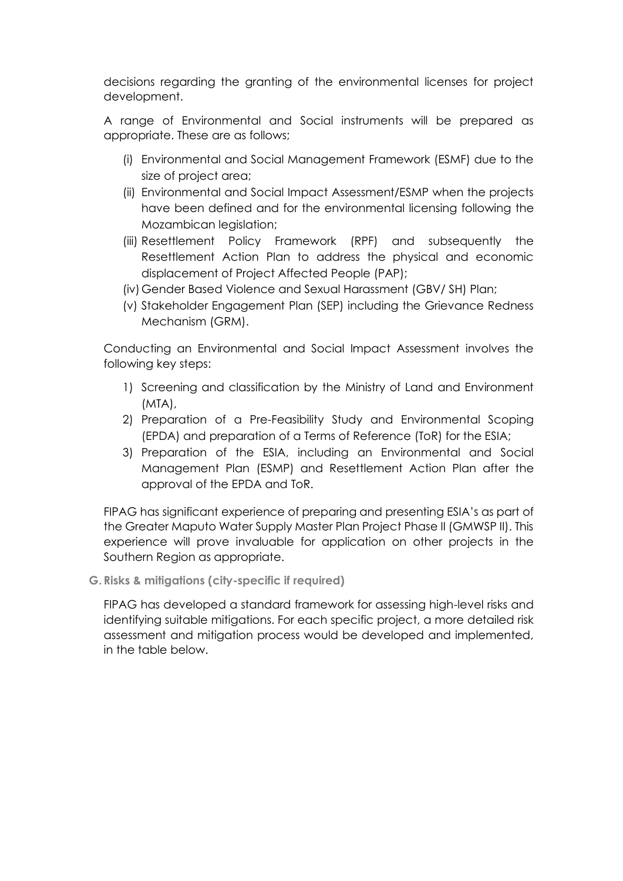decisions regarding the granting of the environmental licenses for project development.

A range of Environmental and Social instruments will be prepared as appropriate. These are as follows;

(i) Environmental and Social Management Framework (ESMF) due to the size of project area;
(ii) Environmental and Social Impact Assessment/ESMP when the projects have been defined and for the environmental licensing following the Mozambican legislation;
(iii) Resettlement Policy Framework (RPF) and subsequently the Resettlement Action Plan to address the physical and economic displacement of Project Affected People (PAP);
(iv) Gender Based Violence and Sexual Harassment (GBV/ SH) Plan;
(v) Stakeholder Engagement Plan (SEP) including the Grievance Redness Mechanism (GRM).

Conducting an Environmental and Social Impact Assessment involves the following key steps:

1) Screening and classification by the Ministry of Land and Environment (MTA),
2) Preparation of a Pre-Feasibility Study and Environmental Scoping (EPDA) and preparation of a Terms of Reference (ToR) for the ESIA;
3) Preparation of the ESIA, including an Environmental and Social Management Plan (ESMP) and Resettlement Action Plan after the approval of the EPDA and ToR.

FIPAG has significant experience of preparing and presenting ESIA's as part of the Greater Maputo Water Supply Master Plan Project Phase II (GMWSP II). This experience will prove invaluable for application on other projects in the Southern Region as appropriate.

### G. Risks & mitigations (city-specific if required)

FIPAG has developed a standard framework for assessing high-level risks and identifying suitable mitigations. For each specific project, a more detailed risk assessment and mitigation process would be developed and implemented, in the table below.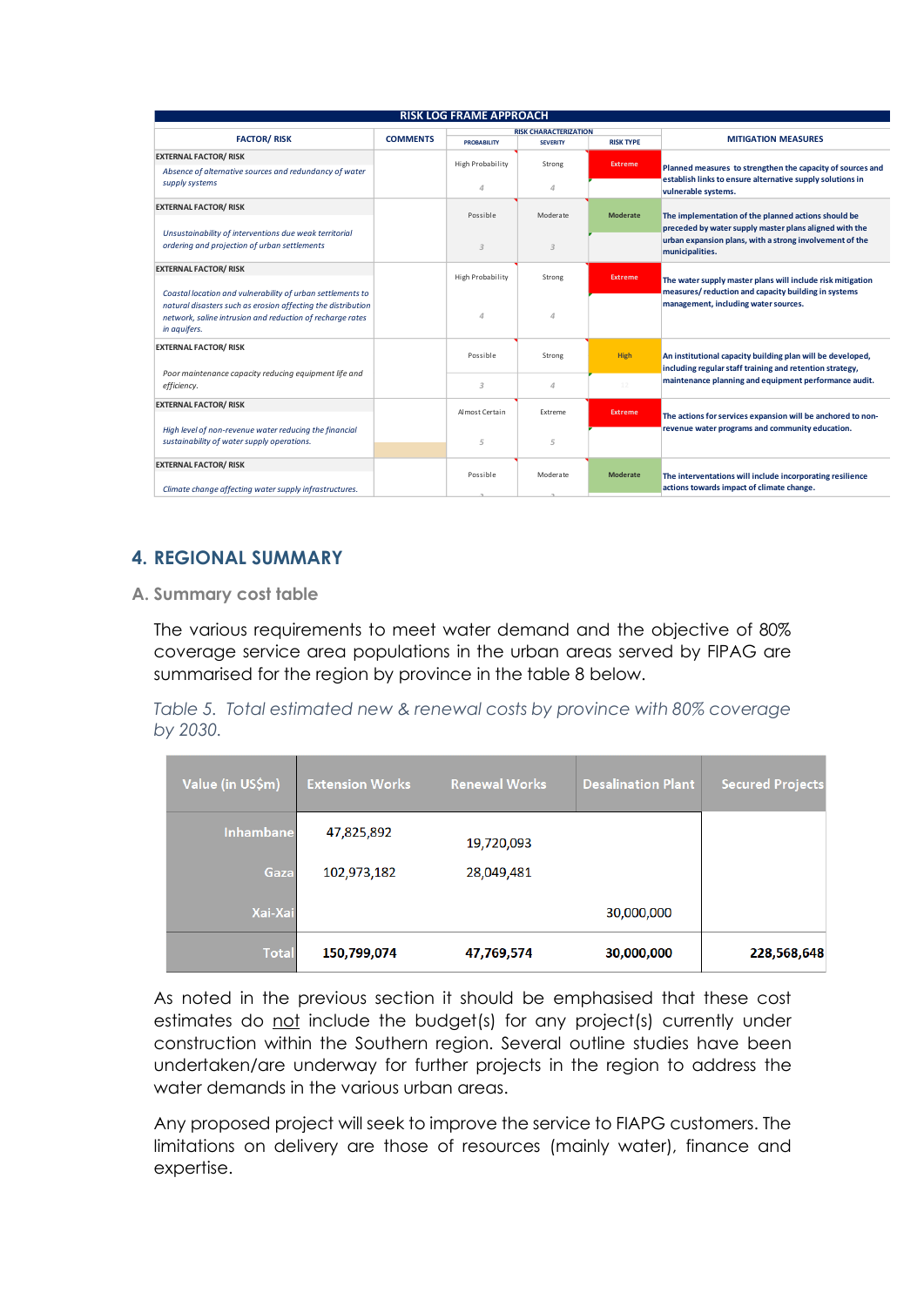| RISK LOG FRAME APPROACH | | | | | |
|---|---|---|---|---|---|
| FACTOR/ RISK | COMMENTS | RISK CHARACTERIZATION | | | MITIGATION MEASURES |
| | | PROBABILITY | SEVERITY | RISK TYPE | |
| EXTERNAL FACTOR/ RISK<br>*Absence of alternative sources and redundancy of water supply systems* | | High Probability<br>4 | Strong<br>4 | Extreme | Planned measures to strengthen the capacity of sources and establish links to ensure alternative supply solutions in vulnerable systems. |
| EXTERNAL FACTOR/ RISK<br>*Unsustainability of interventions due weak territorial ordering and projection of urban settlements* | | Possible<br>3 | Moderate<br>3 | Moderate | The implementation of the planned actions should be preceded by water supply master plans aligned with the urban expansion plans, with a strong involvement of the municipalities. |
| EXTERNAL FACTOR/ RISK<br>*Coastal location and vulnerability of urban settlements to natural disasters such as erosion affecting the distribution network, saline intrusion and reduction of recharge rates in aquifers.* | | High Probability<br>4 | Strong<br>4 | Extreme | The water supply master plans will include risk mitigation measures/ reduction and capacity building in systems management, including water sources. |
| EXTERNAL FACTOR/ RISK<br>*Poor maintenance capacity reducing equipment life and efficiency.* | | Possible<br>3 | Strong<br>4 | High | An institutional capacity building plan will be developed, including regular staff training and retention strategy, maintenance planning and equipment performance audit. |
| EXTERNAL FACTOR/ RISK<br>*High level of non-revenue water reducing the financial sustainability of water supply operations.* | | Almost Certain<br>5 | Extreme<br>5 | Extreme | The actions for services expansion will be anchored to non-revenue water programs and community education. |
| EXTERNAL FACTOR/ RISK<br>*Climate change affecting water supply infrastructures.* | | Possible<br>3 | Moderate<br>3 | Moderate | The interventations will include incorporating resilience actions towards impact of climate change. |

## 4. REGIONAL SUMMARY

### A. Summary cost table

The various requirements to meet water demand and the objective of 80% coverage service area populations in the urban areas served by FIPAG are summarised for the region by province in the table 8 below.

*Table 5. Total estimated new & renewal costs by province with 80% coverage by 2030.*

| Value (in US$m) | Extension Works | Renewal Works | Desalination Plant | Secured Projects |
|---|---|---|---|---|
| Inhambane | 47,825,892 | 19,720,093 | | |
| Gaza | 102,973,182 | 28,049,481 | | |
| Xai-Xai | | | 30,000,000 | |
| **Total** | **150,799,074** | **47,769,574** | **30,000,000** | **228,568,648** |

As noted in the previous section it should be emphasised that these cost estimates do <u>not</u> include the budget(s) for any project(s) currently under construction within the Southern region. Several outline studies have been undertaken/are underway for further projects in the region to address the water demands in the various urban areas.

Any proposed project will seek to improve the service to FIAPG customers. The limitations on delivery are those of resources (mainly water), finance and expertise.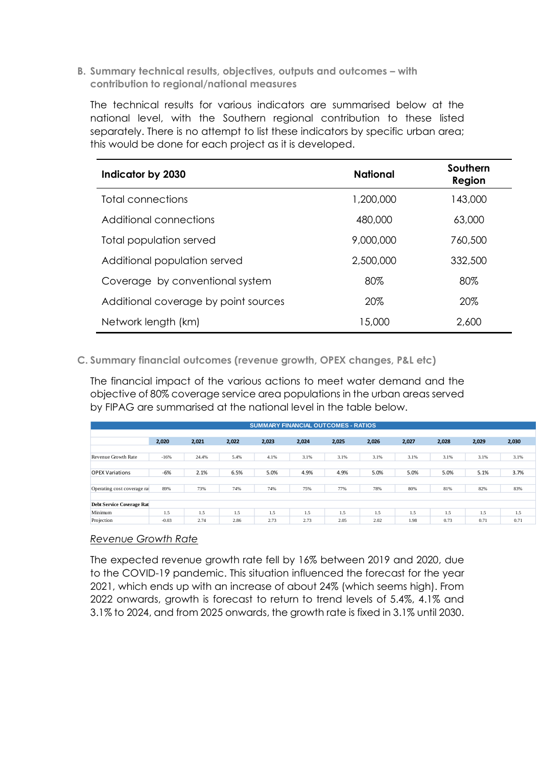### B. Summary technical results, objectives, outputs and outcomes – with contribution to regional/national measures

The technical results for various indicators are summarised below at the national level, with the Southern regional contribution to these listed separately. There is no attempt to list these indicators by specific urban area; this would be done for each project as it is developed.

| Indicator by 2030 | National | Southern Region |
|---|---|---|
| Total connections | 1,200,000 | 143,000 |
| Additional connections | 480,000 | 63,000 |
| Total population served | 9,000,000 | 760,500 |
| Additional population served | 2,500,000 | 332,500 |
| Coverage by conventional system | 80% | 80% |
| Additional coverage by point sources | 20% | 20% |
| Network length (km) | 15,000 | 2,600 |

### C. Summary financial outcomes (revenue growth, OPEX changes, P&L etc)

The financial impact of the various actions to meet water demand and the objective of 80% coverage service area populations in the urban areas served by FIPAG are summarised at the national level in the table below.

| SUMMARY FINANCIAL OUTCOMES - RATIOS | | | | | | | | | | | |
|---|---|---|---|---|---|---|---|---|---|---|---|
| | 2,020 | 2,021 | 2,022 | 2,023 | 2,024 | 2,025 | 2,026 | 2,027 | 2,028 | 2,029 | 2,030 |
| Revenue Growth Rate | -16% | 24.4% | 5.4% | 4.1% | 3.1% | 3.1% | 3.1% | 3.1% | 3.1% | 3.1% | 3.1% |
| OPEX Variations | -6% | 2.1% | 6.5% | 5.0% | 4.9% | 4.9% | 5.0% | 5.0% | 5.0% | 5.1% | 3.7% |
| Operating cost coverage ra | 89% | 73% | 74% | 74% | 75% | 77% | 78% | 80% | 81% | 82% | 83% |
| **Debt Service Coverage Rat** | | | | | | | | | | | |
| Minimum | 1.5 | 1.5 | 1.5 | 1.5 | 1.5 | 1.5 | 1.5 | 1.5 | 1.5 | 1.5 | 1.5 |
| Projection | -0.03 | 2.74 | 2.86 | 2.73 | 2.73 | 2.05 | 2.02 | 1.98 | 0.73 | 0.71 | 0.71 |

*Revenue Growth Rate*

The expected revenue growth rate fell by 16% between 2019 and 2020, due to the COVID-19 pandemic. This situation influenced the forecast for the year 2021, which ends up with an increase of about 24% (which seems high). From 2022 onwards, growth is forecast to return to trend levels of 5.4%, 4.1% and 3.1% to 2024, and from 2025 onwards, the growth rate is fixed in 3.1% until 2030.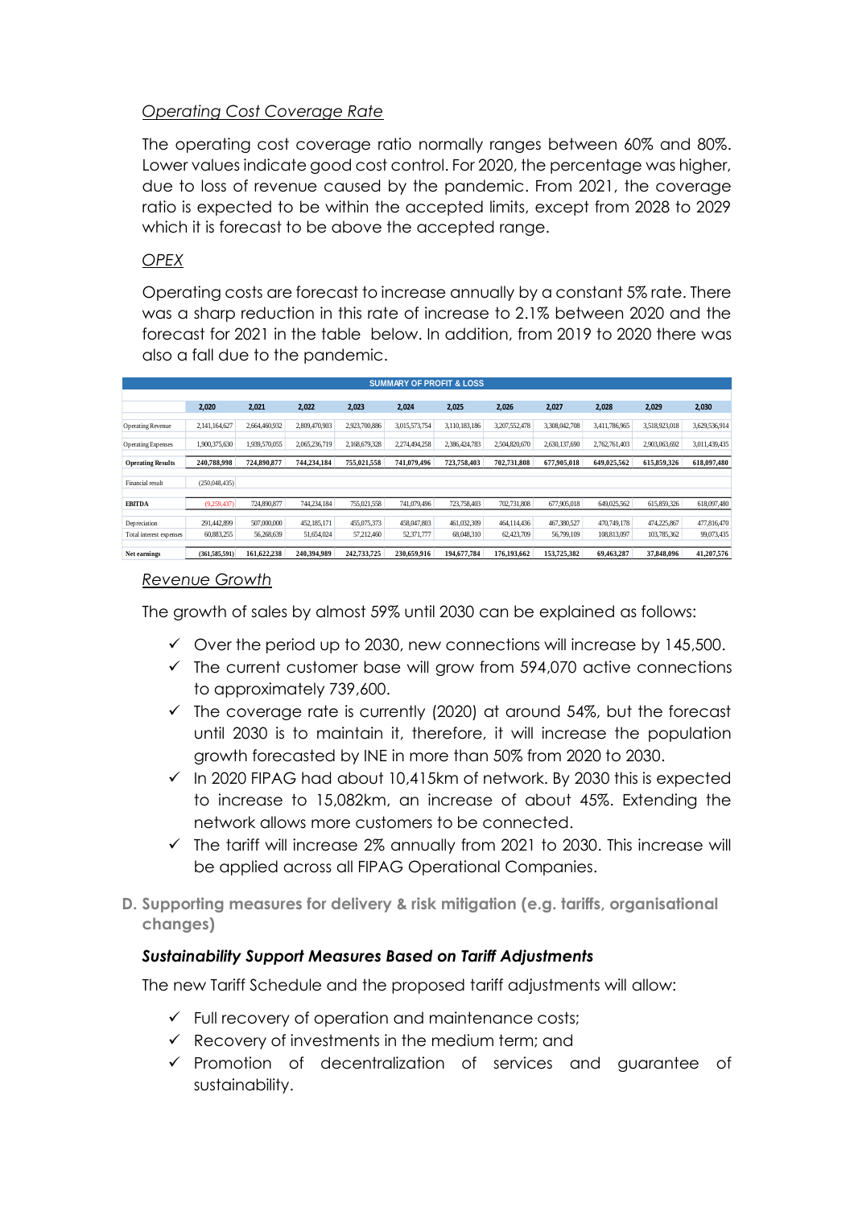*Operating Cost Coverage Rate*

The operating cost coverage ratio normally ranges between 60% and 80%. Lower values indicate good cost control. For 2020, the percentage was higher, due to loss of revenue caused by the pandemic. From 2021, the coverage ratio is expected to be within the accepted limits, except from 2028 to 2029 which it is forecast to be above the accepted range.

*OPEX*

Operating costs are forecast to increase annually by a constant 5% rate. There was a sharp reduction in this rate of increase to 2.1% between 2020 and the forecast for 2021 in the table below. In addition, from 2019 to 2020 there was also a fall due to the pandemic.

| SUMMARY OF PROFIT & LOSS | | | | | | | | | | | |
|---|---|---|---|---|---|---|---|---|---|---|---|
| | **2,020** | **2,021** | **2,022** | **2,023** | **2,024** | **2,025** | **2,026** | **2,027** | **2,028** | **2,029** | **2,030** |
| Operating Revenue | 2,141,164,627 | 2,664,460,932 | 2,809,470,903 | 2,923,700,886 | 3,015,573,754 | 3,110,183,186 | 3,207,552,478 | 3,308,042,708 | 3,411,786,965 | 3,518,923,018 | 3,629,536,914 |
| Operating Expenses | 1,900,375,630 | 1,939,570,055 | 2,065,236,719 | 2,168,679,328 | 2,274,494,258 | 2,386,424,783 | 2,504,820,670 | 2,630,137,690 | 2,762,761,403 | 2,903,063,692 | 3,011,439,435 |
| **Operating Results** | **240,788,998** | **724,890,877** | **744,234,184** | **755,021,558** | **741,079,496** | **723,758,403** | **702,731,808** | **677,905,018** | **649,025,562** | **615,859,326** | **618,097,480** |
| Financial result | (250,048,435) | | | | | | | | | | |
| **EBITDA** | (9,259,437) | 724,890,877 | 744,234,184 | 755,021,558 | 741,079,496 | 723,758,403 | 702,731,808 | 677,905,018 | 649,025,562 | 615,859,326 | 618,097,480 |
| Depreciation | 291,442,899 | 507,000,000 | 452,185,171 | 455,075,373 | 458,047,803 | 461,032,309 | 464,114,436 | 467,380,527 | 470,749,178 | 474,225,867 | 477,816,470 |
| Total interest expenses | 60,883,255 | 56,268,639 | 51,654,024 | 57,212,460 | 52,371,777 | 68,048,310 | 62,423,709 | 56,799,109 | 108,813,097 | 103,785,362 | 99,073,435 |
| **Net earnings** | **(361,585,591)** | **161,622,238** | **240,394,989** | **242,733,725** | **230,659,916** | **194,677,784** | **176,193,662** | **153,725,382** | **69,463,287** | **37,848,096** | **41,207,576** |

*Revenue Growth*

The growth of sales by almost 59% until 2030 can be explained as follows:

- ✓ Over the period up to 2030, new connections will increase by 145,500.
- ✓ The current customer base will grow from 594,070 active connections to approximately 739,600.
- ✓ The coverage rate is currently (2020) at around 54%, but the forecast until 2030 is to maintain it, therefore, it will increase the population growth forecasted by INE in more than 50% from 2020 to 2030.
- ✓ In 2020 FIPAG had about 10,415km of network. By 2030 this is expected to increase to 15,082km, an increase of about 45%. Extending the network allows more customers to be connected.
- ✓ The tariff will increase 2% annually from 2021 to 2030. This increase will be applied across all FIPAG Operational Companies.

## D. Supporting measures for delivery & risk mitigation (e.g. tariffs, organisational changes)

***Sustainability Support Measures Based on Tariff Adjustments***

The new Tariff Schedule and the proposed tariff adjustments will allow:

- ✓ Full recovery of operation and maintenance costs;
- ✓ Recovery of investments in the medium term; and
- ✓ Promotion of decentralization of services and guarantee of sustainability.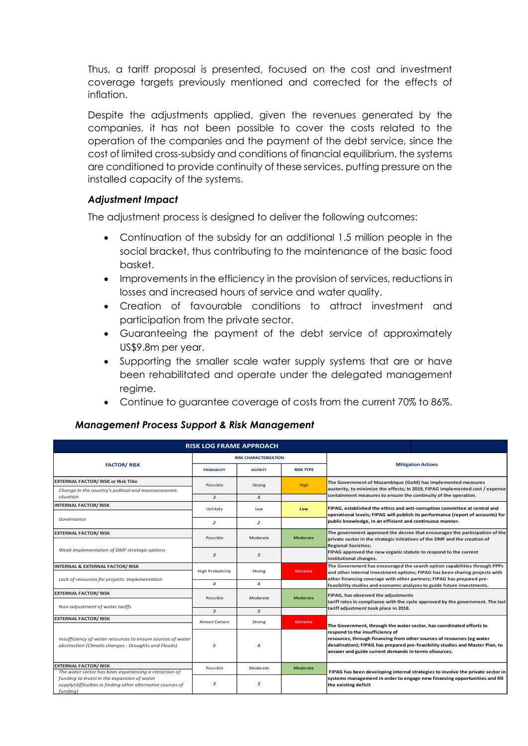Thus, a tariff proposal is presented, focused on the cost and investment coverage targets previously mentioned and corrected for the effects of inflation.

Despite the adjustments applied, given the revenues generated by the companies, it has not been possible to cover the costs related to the operation of the companies and the payment of the debt service, since the cost of limited cross-subsidy and conditions of financial equilibrium, the systems are conditioned to provide continuity of these services, putting pressure on the installed capacity of the systems.

### *Adjustment Impact*

The adjustment process is designed to deliver the following outcomes:

- Continuation of the subsidy for an additional 1.5 million people in the social bracket, thus contributing to the maintenance of the basic food basket.
- Improvements in the efficiency in the provision of services, reductions in losses and increased hours of service and water quality.
- Creation of favourable conditions to attract investment and participation from the private sector.
- Guaranteeing the payment of the debt service of approximately US$9.8m per year.
- Supporting the smaller scale water supply systems that are or have been rehabilitated and operate under the delegated management regime.
- Continue to guarantee coverage of costs from the current 70% to 86%.

### *Management Process Support & Risk Management*

**RISK LOG FRAME APPROACH**

| FACTOR/ RISK | RISK CHARACTERIZATION | | | Mitigation Actions |
|---|---|---|---|---|
| | PROBABILITY | SEVERITY | RISK TYPE | |
| **EXTERNAL FACTOR/ RISK or Risk Title**<br>*Change in the country's political and macroeconomic situation* | Possible<br>*3* | Strong<br>*4* | High | The Government of Mozambique (GoM) has implemented measures austerity, to minimize the effects; In 2019, FIPAG implemented cost / expense containment measures to ensure the continuity of the operation. |
| **INTERNAL FACTOR/ RISK**<br>*Governance* | Unlikely<br>*2* | Low<br>*2* | Low | FIPAG, established the ethics and anti-corruption committee at central and operational levels; FIPAG will publish its performance (report of accounts) for public knowledge, in an efficient and continuous manner. |
| **EXTERNAL FACTOR/ RISK**<br>*Weak implementation of DMF strategic options* | Possible<br>*3* | Moderate<br>*3* | Moderate | The government approved the decree that encourages the participation of the private sector in the strategic initiatives of the DMF and the creation of Regional Societies;<br>FIPAG approved the new organic statute to respond to the current institutional changes. |
| **INTERNAL & EXTERNAL FACTOR/ RISK**<br>*Lack of resources for projects implementation* | High Probability<br>*4* | Strong<br>*4* | Extreme | The Government has encouraged the search option capabilities through PPPs and other internal investment options; FIPAG has been sharing projects with other financing coverage with other partners; FIPAG has prepared pre-feasibility studies and economic analyzes to guide future investments. |
| **EXTERNAL FACTOR/ RISK**<br>*Non-adjustment of water tariffs* | Possible<br>*3* | Moderate<br>*3* | Moderate | FIPAG, has observed the adjustments tariff rates in compliance with the cycle approved by the government. The last tariff adjustment took place in 2018. |
| **EXTERNAL FACTOR/ RISK**<br>*Insufficiency of water resources to ensure sources of water abstraction (Climate changes - Droughts and Floods)* | Almost Certain<br>*5* | Strong<br>*4* | Extreme | The Government, through the water sector, has coordinated efforts to respond to the insufficiency of resources, through financing from other sources of resources (eg water desalination); FIPAG has prepared pre-feasibility studies and Master Plan, to answer and guide current demands in terms ofsources. |
| **EXTERNAL FACTOR/ RISK**<br>*The water sector has been experiencing a retraction of funding to invest in the expansion of water supply(difficulties in finding other alternative sources of funding)* | Possible<br>*3* | Moderate<br>*3* | Moderate | FIPAG has been developing internal strategies to involve the private sector in systems management in order to engage new financing opportunities and fill the existing deficit |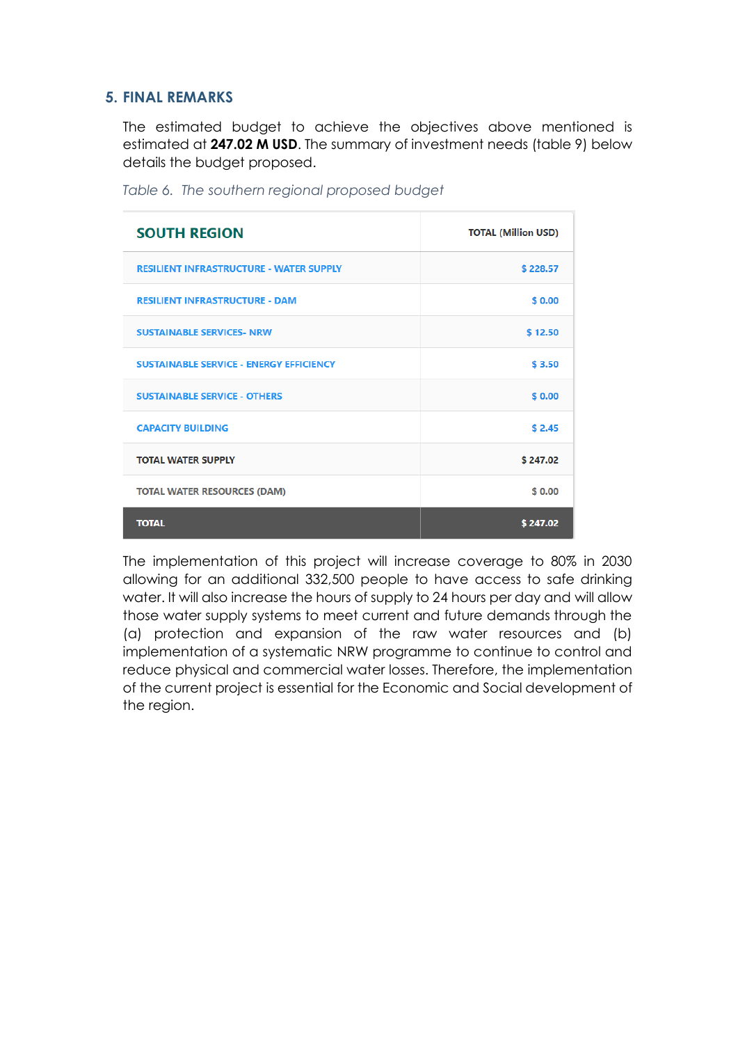## 5. FINAL REMARKS

The estimated budget to achieve the objectives above mentioned is estimated at **247.02 M USD**. The summary of investment needs (table 9) below details the budget proposed.

*Table 6. The southern regional proposed budget*

| SOUTH REGION | TOTAL (Million USD) |
|---|---|
| RESILIENT INFRASTRUCTURE - WATER SUPPLY | $ 228.57 |
| RESILIENT INFRASTRUCTURE - DAM | $ 0.00 |
| SUSTAINABLE SERVICES- NRW | $ 12.50 |
| SUSTAINABLE SERVICE - ENERGY EFFICIENCY | $ 3.50 |
| SUSTAINABLE SERVICE - OTHERS | $ 0.00 |
| CAPACITY BUILDING | $ 2.45 |
| TOTAL WATER SUPPLY | $ 247.02 |
| TOTAL WATER RESOURCES (DAM) | $ 0.00 |
| **TOTAL** | **$ 247.02** |

The implementation of this project will increase coverage to 80% in 2030 allowing for an additional 332,500 people to have access to safe drinking water. It will also increase the hours of supply to 24 hours per day and will allow those water supply systems to meet current and future demands through the (a) protection and expansion of the raw water resources and (b) implementation of a systematic NRW programme to continue to control and reduce physical and commercial water losses. Therefore, the implementation of the current project is essential for the Economic and Social development of the region.